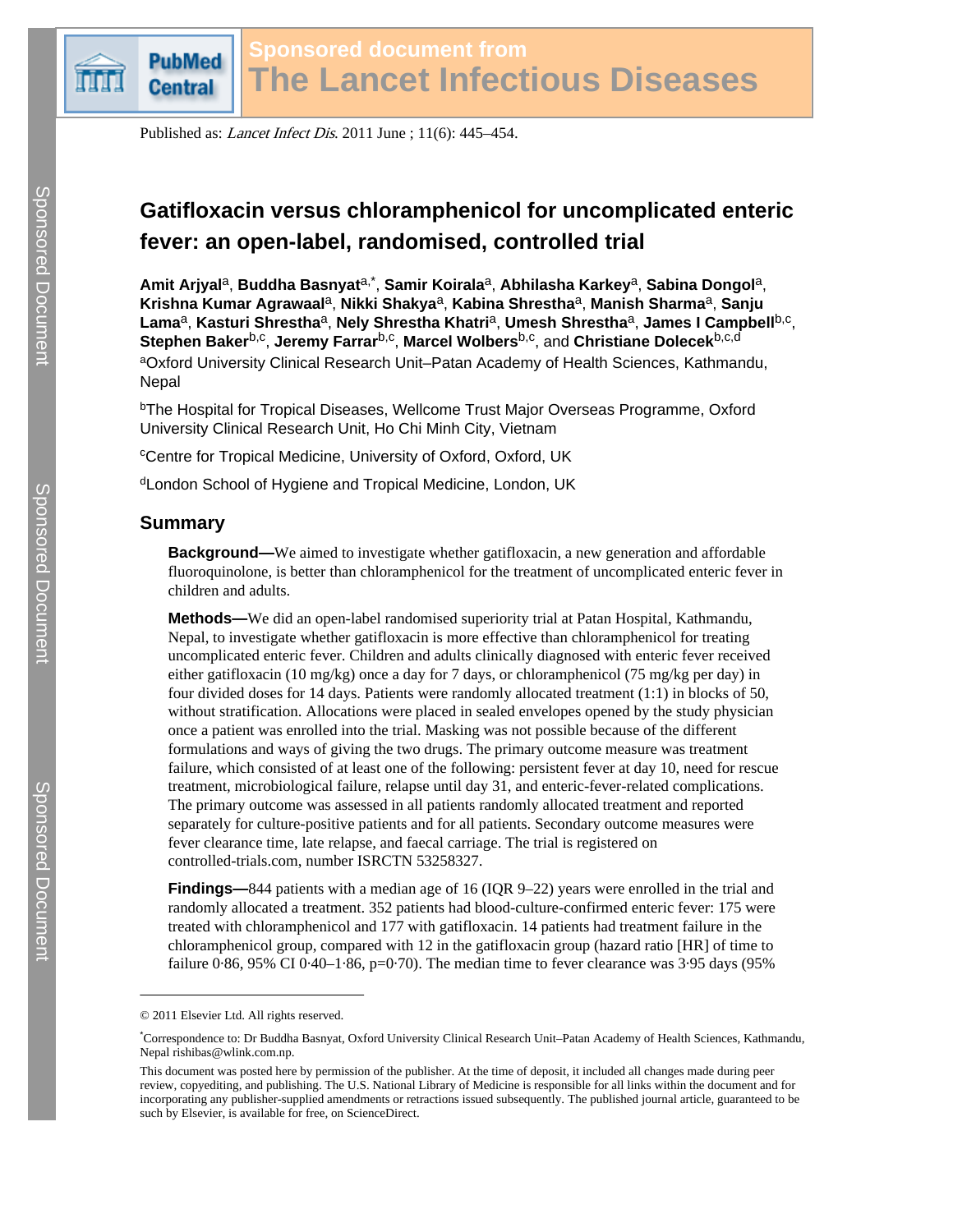# Gatifloxacin versus chloramphenicol for uncomplicated enteric fever: an open-label, randomised, controlled trial

**Amit Arjyal**[a], **Buddha Basnyat**[a,*], **Samir Koirala**[a], **Abhilasha Karkey**[a], **Sabina Dongol**[a], **Krishna Kumar Agrawaal**[a], **Nikki Shakya**[a], **Kabina Shrestha**[a], **Manish Sharma**[a], **Sanju Lama**[a], **Kasturi Shrestha**[a], **Nely Shrestha Khatri**[a], **Umesh Shrestha**[a], **James I Campbell**[b,c], **Stephen Baker**[b,c], **Jeremy Farrar**[b,c], **Marcel Wolbers**[b,c], and **Christiane Dolecek**[b,c,d]

[a]Oxford University Clinical Research Unit–Patan Academy of Health Sciences, Kathmandu, Nepal

[b]The Hospital for Tropical Diseases, Wellcome Trust Major Overseas Programme, Oxford University Clinical Research Unit, Ho Chi Minh City, Vietnam

[c]Centre for Tropical Medicine, University of Oxford, Oxford, UK

[d]London School of Hygiene and Tropical Medicine, London, UK

## Summary

**Background—**We aimed to investigate whether gatifloxacin, a new generation and affordable fluoroquinolone, is better than chloramphenicol for the treatment of uncomplicated enteric fever in children and adults.

**Methods—**We did an open-label randomised superiority trial at Patan Hospital, Kathmandu, Nepal, to investigate whether gatifloxacin is more effective than chloramphenicol for treating uncomplicated enteric fever. Children and adults clinically diagnosed with enteric fever received either gatifloxacin (10 mg/kg) once a day for 7 days, or chloramphenicol (75 mg/kg per day) in four divided doses for 14 days. Patients were randomly allocated treatment (1:1) in blocks of 50, without stratification. Allocations were placed in sealed envelopes opened by the study physician once a patient was enrolled into the trial. Masking was not possible because of the different formulations and ways of giving the two drugs. The primary outcome measure was treatment failure, which consisted of at least one of the following: persistent fever at day 10, need for rescue treatment, microbiological failure, relapse until day 31, and enteric-fever-related complications. The primary outcome was assessed in all patients randomly allocated treatment and reported separately for culture-positive patients and for all patients. Secondary outcome measures were fever clearance time, late relapse, and faecal carriage. The trial is registered on controlled-trials.com, number ISRCTN 53258327.

**Findings—**844 patients with a median age of 16 (IQR 9–22) years were enrolled in the trial and randomly allocated a treatment. 352 patients had blood-culture-confirmed enteric fever: 175 were treated with chloramphenicol and 177 with gatifloxacin. 14 patients had treatment failure in the chloramphenicol group, compared with 12 in the gatifloxacin group (hazard ratio [HR] of time to failure 0·86, 95% CI 0·40–1·86, p=0·70). The median time to fever clearance was 3·95 days (95%

---

© 2011 Elsevier Ltd. All rights reserved.

*Correspondence to: Dr Buddha Basnyat, Oxford University Clinical Research Unit–Patan Academy of Health Sciences, Kathmandu, Nepal rishibas@wlink.com.np.

This document was posted here by permission of the publisher. At the time of deposit, it included all changes made during peer review, copyediting, and publishing. The U.S. National Library of Medicine is responsible for all links within the document and for incorporating any publisher-supplied amendments or retractions issued subsequently. The published journal article, guaranteed to be such by Elsevier, is available for free, on ScienceDirect.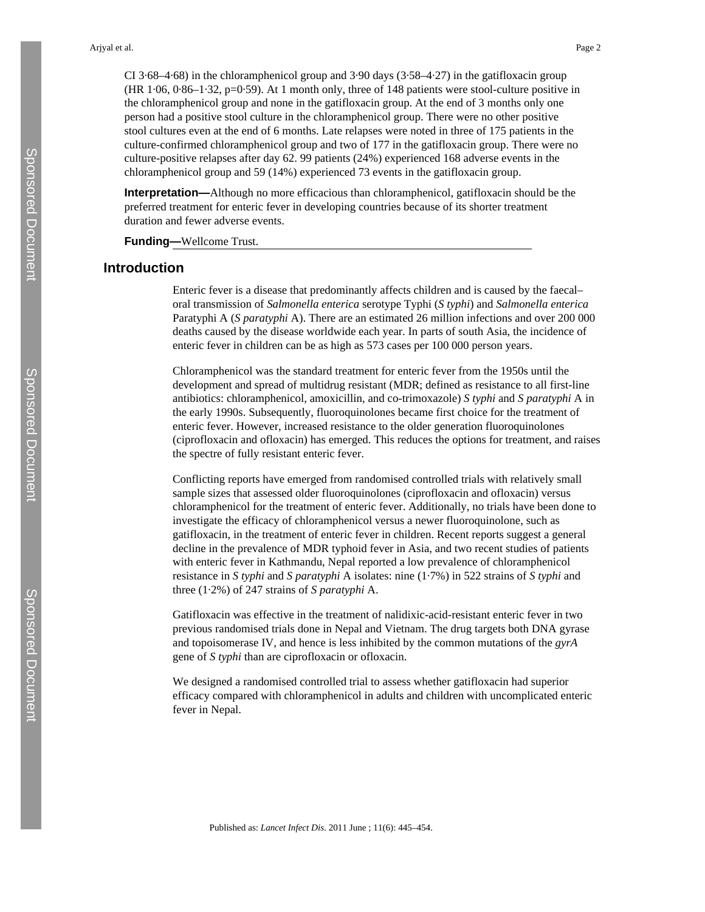CI 3·68–4·68) in the chloramphenicol group and 3·90 days (3·58–4·27) in the gatifloxacin group (HR 1·06, 0·86–1·32, p=0·59). At 1 month only, three of 148 patients were stool-culture positive in the chloramphenicol group and none in the gatifloxacin group. At the end of 3 months only one person had a positive stool culture in the chloramphenicol group. There were no other positive stool cultures even at the end of 6 months. Late relapses were noted in three of 175 patients in the culture-confirmed chloramphenicol group and two of 177 in the gatifloxacin group. There were no culture-positive relapses after day 62. 99 patients (24%) experienced 168 adverse events in the chloramphenicol group and 59 (14%) experienced 73 events in the gatifloxacin group.

**Interpretation—**Although no more efficacious than chloramphenicol, gatifloxacin should be the preferred treatment for enteric fever in developing countries because of its shorter treatment duration and fewer adverse events.

**Funding—**Wellcome Trust.

## Introduction

Enteric fever is a disease that predominantly affects children and is caused by the faecal–oral transmission of *Salmonella enterica* serotype Typhi (*S typhi*) and *Salmonella enterica* Paratyphi A (*S paratyphi* A). There are an estimated 26 million infections and over 200 000 deaths caused by the disease worldwide each year. In parts of south Asia, the incidence of enteric fever in children can be as high as 573 cases per 100 000 person years.

Chloramphenicol was the standard treatment for enteric fever from the 1950s until the development and spread of multidrug resistant (MDR; defined as resistance to all first-line antibiotics: chloramphenicol, amoxicillin, and co-trimoxazole) *S typhi* and *S paratyphi* A in the early 1990s. Subsequently, fluoroquinolones became first choice for the treatment of enteric fever. However, increased resistance to the older generation fluoroquinolones (ciprofloxacin and ofloxacin) has emerged. This reduces the options for treatment, and raises the spectre of fully resistant enteric fever.

Conflicting reports have emerged from randomised controlled trials with relatively small sample sizes that assessed older fluoroquinolones (ciprofloxacin and ofloxacin) versus chloramphenicol for the treatment of enteric fever. Additionally, no trials have been done to investigate the efficacy of chloramphenicol versus a newer fluoroquinolone, such as gatifloxacin, in the treatment of enteric fever in children. Recent reports suggest a general decline in the prevalence of MDR typhoid fever in Asia, and two recent studies of patients with enteric fever in Kathmandu, Nepal reported a low prevalence of chloramphenicol resistance in *S typhi* and *S paratyphi* A isolates: nine (1·7%) in 522 strains of *S typhi* and three (1·2%) of 247 strains of *S paratyphi* A.

Gatifloxacin was effective in the treatment of nalidixic-acid-resistant enteric fever in two previous randomised trials done in Nepal and Vietnam. The drug targets both DNA gyrase and topoisomerase IV, and hence is less inhibited by the common mutations of the *gyrA* gene of *S typhi* than are ciprofloxacin or ofloxacin.

We designed a randomised controlled trial to assess whether gatifloxacin had superior efficacy compared with chloramphenicol in adults and children with uncomplicated enteric fever in Nepal.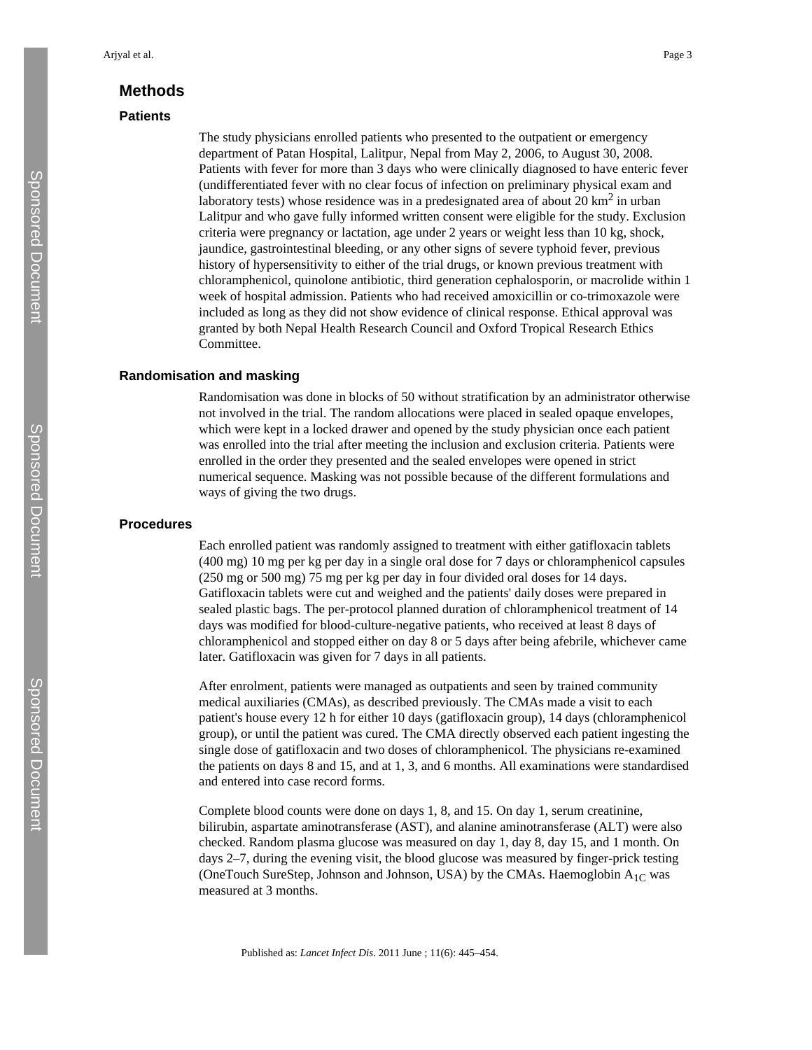## Methods

### Patients

The study physicians enrolled patients who presented to the outpatient or emergency department of Patan Hospital, Lalitpur, Nepal from May 2, 2006, to August 30, 2008. Patients with fever for more than 3 days who were clinically diagnosed to have enteric fever (undifferentiated fever with no clear focus of infection on preliminary physical exam and laboratory tests) whose residence was in a predesignated area of about 20 $km^2$ in urban Lalitpur and who gave fully informed written consent were eligible for the study. Exclusion criteria were pregnancy or lactation, age under 2 years or weight less than 10 kg, shock, jaundice, gastrointestinal bleeding, or any other signs of severe typhoid fever, previous history of hypersensitivity to either of the trial drugs, or known previous treatment with chloramphenicol, quinolone antibiotic, third generation cephalosporin, or macrolide within 1 week of hospital admission. Patients who had received amoxicillin or co-trimoxazole were included as long as they did not show evidence of clinical response. Ethical approval was granted by both Nepal Health Research Council and Oxford Tropical Research Ethics Committee.

### Randomisation and masking

Randomisation was done in blocks of 50 without stratification by an administrator otherwise not involved in the trial. The random allocations were placed in sealed opaque envelopes, which were kept in a locked drawer and opened by the study physician once each patient was enrolled into the trial after meeting the inclusion and exclusion criteria. Patients were enrolled in the order they presented and the sealed envelopes were opened in strict numerical sequence. Masking was not possible because of the different formulations and ways of giving the two drugs.

### Procedures

Each enrolled patient was randomly assigned to treatment with either gatifloxacin tablets (400 mg) 10 mg per kg per day in a single oral dose for 7 days or chloramphenicol capsules (250 mg or 500 mg) 75 mg per kg per day in four divided oral doses for 14 days. Gatifloxacin tablets were cut and weighed and the patients' daily doses were prepared in sealed plastic bags. The per-protocol planned duration of chloramphenicol treatment of 14 days was modified for blood-culture-negative patients, who received at least 8 days of chloramphenicol and stopped either on day 8 or 5 days after being afebrile, whichever came later. Gatifloxacin was given for 7 days in all patients.

After enrolment, patients were managed as outpatients and seen by trained community medical auxiliaries (CMAs), as described previously. The CMAs made a visit to each patient's house every 12 h for either 10 days (gatifloxacin group), 14 days (chloramphenicol group), or until the patient was cured. The CMA directly observed each patient ingesting the single dose of gatifloxacin and two doses of chloramphenicol. The physicians re-examined the patients on days 8 and 15, and at 1, 3, and 6 months. All examinations were standardised and entered into case record forms.

Complete blood counts were done on days 1, 8, and 15. On day 1, serum creatinine, bilirubin, aspartate aminotransferase (AST), and alanine aminotransferase (ALT) were also checked. Random plasma glucose was measured on day 1, day 8, day 15, and 1 month. On days 2–7, during the evening visit, the blood glucose was measured by finger-prick testing (OneTouch SureStep, Johnson and Johnson, USA) by the CMAs. Haemoglobin $A_{1C}$ was measured at 3 months.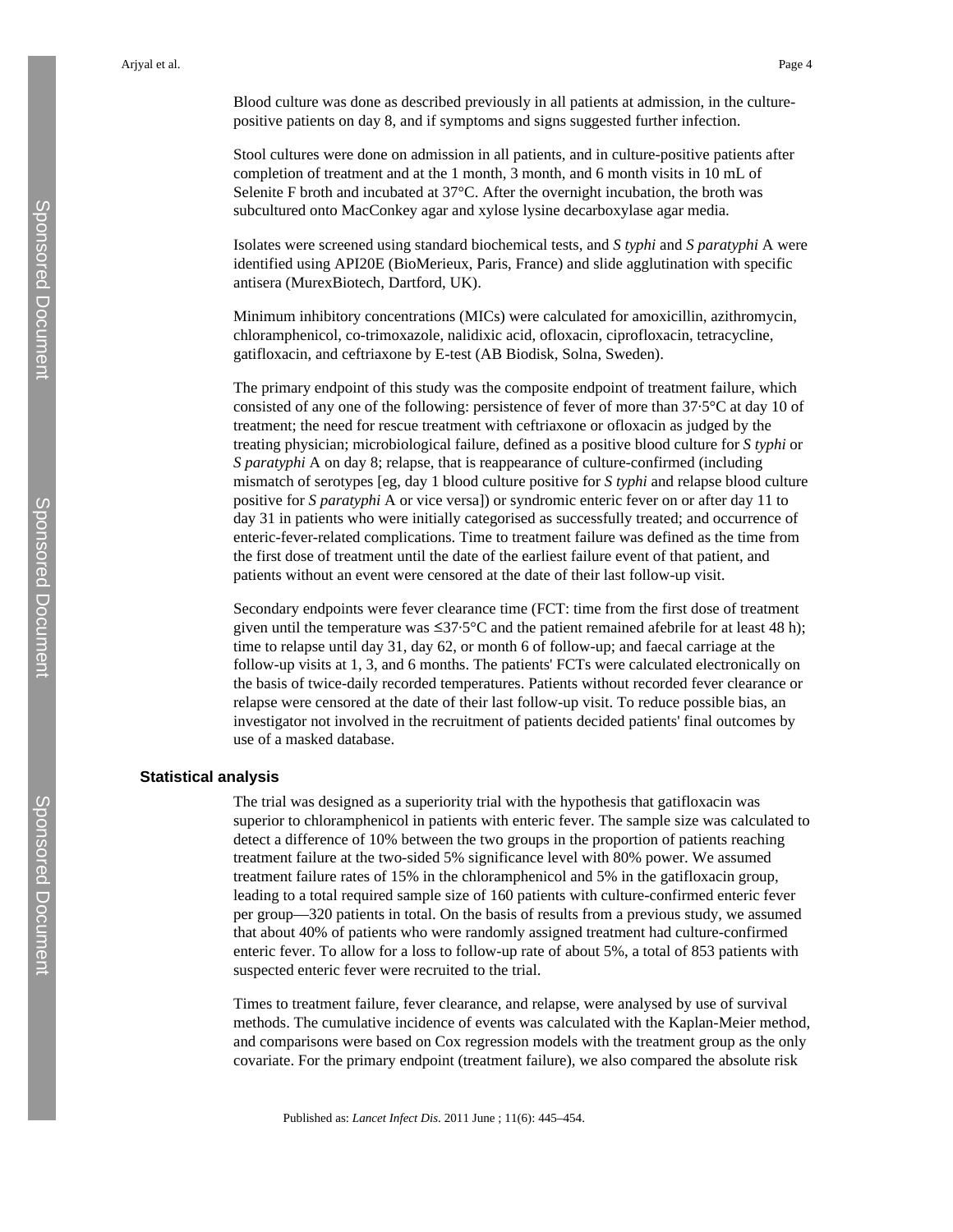Blood culture was done as described previously in all patients at admission, in the culture-positive patients on day 8, and if symptoms and signs suggested further infection.

Stool cultures were done on admission in all patients, and in culture-positive patients after completion of treatment and at the 1 month, 3 month, and 6 month visits in 10 mL of Selenite F broth and incubated at 37°C. After the overnight incubation, the broth was subcultured onto MacConkey agar and xylose lysine decarboxylase agar media.

Isolates were screened using standard biochemical tests, and *S typhi* and *S paratyphi* A were identified using API20E (BioMerieux, Paris, France) and slide agglutination with specific antisera (MurexBiotech, Dartford, UK).

Minimum inhibitory concentrations (MICs) were calculated for amoxicillin, azithromycin, chloramphenicol, co-trimoxazole, nalidixic acid, ofloxacin, ciprofloxacin, tetracycline, gatifloxacin, and ceftriaxone by E-test (AB Biodisk, Solna, Sweden).

The primary endpoint of this study was the composite endpoint of treatment failure, which consisted of any one of the following: persistence of fever of more than 37·5°C at day 10 of treatment; the need for rescue treatment with ceftriaxone or ofloxacin as judged by the treating physician; microbiological failure, defined as a positive blood culture for *S typhi* or *S paratyphi* A on day 8; relapse, that is reappearance of culture-confirmed (including mismatch of serotypes [eg, day 1 blood culture positive for *S typhi* and relapse blood culture positive for *S paratyphi* A or vice versa]) or syndromic enteric fever on or after day 11 to day 31 in patients who were initially categorised as successfully treated; and occurrence of enteric-fever-related complications. Time to treatment failure was defined as the time from the first dose of treatment until the date of the earliest failure event of that patient, and patients without an event were censored at the date of their last follow-up visit.

Secondary endpoints were fever clearance time (FCT: time from the first dose of treatment given until the temperature was ≤37·5°C and the patient remained afebrile for at least 48 h); time to relapse until day 31, day 62, or month 6 of follow-up; and faecal carriage at the follow-up visits at 1, 3, and 6 months. The patients' FCTs were calculated electronically on the basis of twice-daily recorded temperatures. Patients without recorded fever clearance or relapse were censored at the date of their last follow-up visit. To reduce possible bias, an investigator not involved in the recruitment of patients decided patients' final outcomes by use of a masked database.

## Statistical analysis

The trial was designed as a superiority trial with the hypothesis that gatifloxacin was superior to chloramphenicol in patients with enteric fever. The sample size was calculated to detect a difference of 10% between the two groups in the proportion of patients reaching treatment failure at the two-sided 5% significance level with 80% power. We assumed treatment failure rates of 15% in the chloramphenicol and 5% in the gatifloxacin group, leading to a total required sample size of 160 patients with culture-confirmed enteric fever per group—320 patients in total. On the basis of results from a previous study, we assumed that about 40% of patients who were randomly assigned treatment had culture-confirmed enteric fever. To allow for a loss to follow-up rate of about 5%, a total of 853 patients with suspected enteric fever were recruited to the trial.

Times to treatment failure, fever clearance, and relapse, were analysed by use of survival methods. The cumulative incidence of events was calculated with the Kaplan-Meier method, and comparisons were based on Cox regression models with the treatment group as the only covariate. For the primary endpoint (treatment failure), we also compared the absolute risk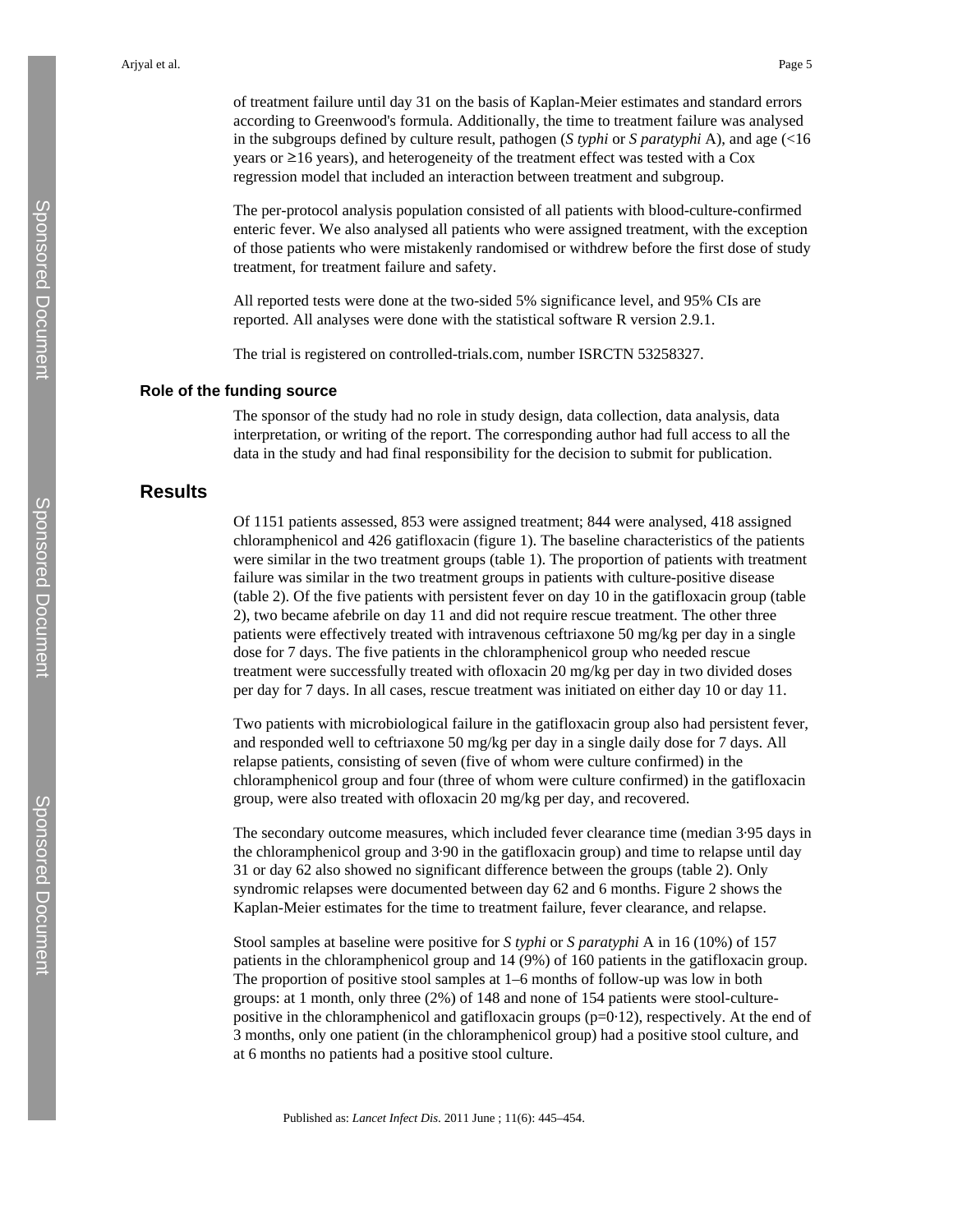of treatment failure until day 31 on the basis of Kaplan-Meier estimates and standard errors according to Greenwood's formula. Additionally, the time to treatment failure was analysed in the subgroups defined by culture result, pathogen (*S typhi* or *S paratyphi* A), and age (<16 years or ≥16 years), and heterogeneity of the treatment effect was tested with a Cox regression model that included an interaction between treatment and subgroup.

The per-protocol analysis population consisted of all patients with blood-culture-confirmed enteric fever. We also analysed all patients who were assigned treatment, with the exception of those patients who were mistakenly randomised or withdrew before the first dose of study treatment, for treatment failure and safety.

All reported tests were done at the two-sided 5% significance level, and 95% CIs are reported. All analyses were done with the statistical software R version 2.9.1.

The trial is registered on controlled-trials.com, number ISRCTN 53258327.

### Role of the funding source

The sponsor of the study had no role in study design, data collection, data analysis, data interpretation, or writing of the report. The corresponding author had full access to all the data in the study and had final responsibility for the decision to submit for publication.

## Results

Of 1151 patients assessed, 853 were assigned treatment; 844 were analysed, 418 assigned chloramphenicol and 426 gatifloxacin (figure 1). The baseline characteristics of the patients were similar in the two treatment groups (table 1). The proportion of patients with treatment failure was similar in the two treatment groups in patients with culture-positive disease (table 2). Of the five patients with persistent fever on day 10 in the gatifloxacin group (table 2), two became afebrile on day 11 and did not require rescue treatment. The other three patients were effectively treated with intravenous ceftriaxone 50 mg/kg per day in a single dose for 7 days. The five patients in the chloramphenicol group who needed rescue treatment were successfully treated with ofloxacin 20 mg/kg per day in two divided doses per day for 7 days. In all cases, rescue treatment was initiated on either day 10 or day 11.

Two patients with microbiological failure in the gatifloxacin group also had persistent fever, and responded well to ceftriaxone 50 mg/kg per day in a single daily dose for 7 days. All relapse patients, consisting of seven (five of whom were culture confirmed) in the chloramphenicol group and four (three of whom were culture confirmed) in the gatifloxacin group, were also treated with ofloxacin 20 mg/kg per day, and recovered.

The secondary outcome measures, which included fever clearance time (median 3·95 days in the chloramphenicol group and 3·90 in the gatifloxacin group) and time to relapse until day 31 or day 62 also showed no significant difference between the groups (table 2). Only syndromic relapses were documented between day 62 and 6 months. Figure 2 shows the Kaplan-Meier estimates for the time to treatment failure, fever clearance, and relapse.

Stool samples at baseline were positive for *S typhi* or *S paratyphi* A in 16 (10%) of 157 patients in the chloramphenicol group and 14 (9%) of 160 patients in the gatifloxacin group. The proportion of positive stool samples at 1–6 months of follow-up was low in both groups: at 1 month, only three (2%) of 148 and none of 154 patients were stool-culture-positive in the chloramphenicol and gatifloxacin groups (p=0·12), respectively. At the end of 3 months, only one patient (in the chloramphenicol group) had a positive stool culture, and at 6 months no patients had a positive stool culture.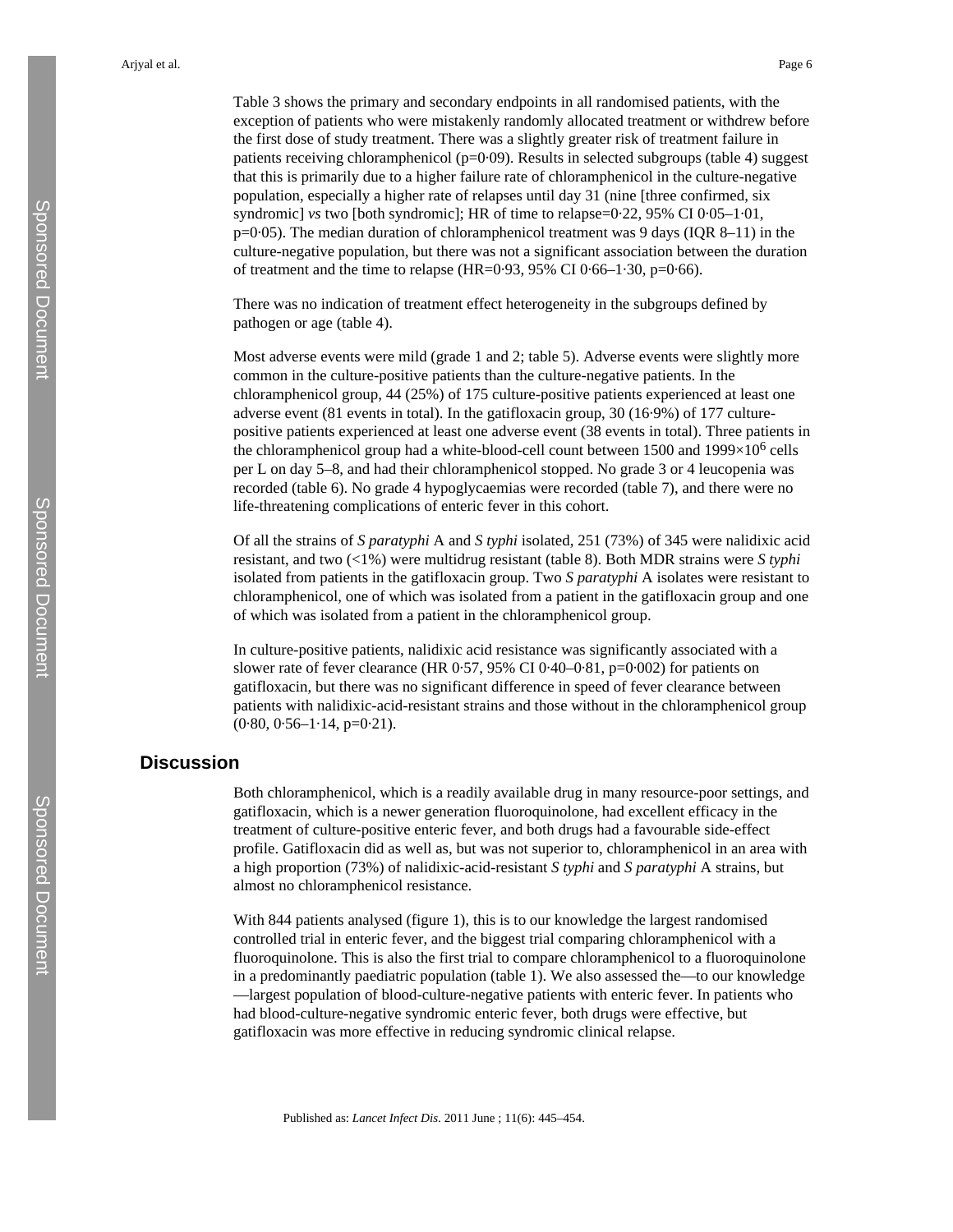Table 3 shows the primary and secondary endpoints in all randomised patients, with the exception of patients who were mistakenly randomly allocated treatment or withdrew before the first dose of study treatment. There was a slightly greater risk of treatment failure in patients receiving chloramphenicol (p=0·09). Results in selected subgroups (table 4) suggest that this is primarily due to a higher failure rate of chloramphenicol in the culture-negative population, especially a higher rate of relapses until day 31 (nine [three confirmed, six syndromic] *vs* two [both syndromic]; HR of time to relapse=0·22, 95% CI 0·05–1·01, p=0·05). The median duration of chloramphenicol treatment was 9 days (IQR 8–11) in the culture-negative population, but there was not a significant association between the duration of treatment and the time to relapse (HR=0·93, 95% CI 0·66–1·30, p=0·66).

There was no indication of treatment effect heterogeneity in the subgroups defined by pathogen or age (table 4).

Most adverse events were mild (grade 1 and 2; table 5). Adverse events were slightly more common in the culture-positive patients than the culture-negative patients. In the chloramphenicol group, 44 (25%) of 175 culture-positive patients experienced at least one adverse event (81 events in total). In the gatifloxacin group, 30 (16·9%) of 177 culture-positive patients experienced at least one adverse event (38 events in total). Three patients in the chloramphenicol group had a white-blood-cell count between 1500 and $1999\times10^6$ cells per L on day 5–8, and had their chloramphenicol stopped. No grade 3 or 4 leucopenia was recorded (table 6). No grade 4 hypoglycaemias were recorded (table 7), and there were no life-threatening complications of enteric fever in this cohort.

Of all the strains of *S paratyphi* A and *S typhi* isolated, 251 (73%) of 345 were nalidixic acid resistant, and two (<1%) were multidrug resistant (table 8). Both MDR strains were *S typhi* isolated from patients in the gatifloxacin group. Two *S paratyphi* A isolates were resistant to chloramphenicol, one of which was isolated from a patient in the gatifloxacin group and one of which was isolated from a patient in the chloramphenicol group.

In culture-positive patients, nalidixic acid resistance was significantly associated with a slower rate of fever clearance (HR 0·57, 95% CI 0·40–0·81, p=0·002) for patients on gatifloxacin, but there was no significant difference in speed of fever clearance between patients with nalidixic-acid-resistant strains and those without in the chloramphenicol group (0·80, 0·56–1·14, p=0·21).

## Discussion

Both chloramphenicol, which is a readily available drug in many resource-poor settings, and gatifloxacin, which is a newer generation fluoroquinolone, had excellent efficacy in the treatment of culture-positive enteric fever, and both drugs had a favourable side-effect profile. Gatifloxacin did as well as, but was not superior to, chloramphenicol in an area with a high proportion (73%) of nalidixic-acid-resistant *S typhi* and *S paratyphi* A strains, but almost no chloramphenicol resistance.

With 844 patients analysed (figure 1), this is to our knowledge the largest randomised controlled trial in enteric fever, and the biggest trial comparing chloramphenicol with a fluoroquinolone. This is also the first trial to compare chloramphenicol to a fluoroquinolone in a predominantly paediatric population (table 1). We also assessed the—to our knowledge—largest population of blood-culture-negative patients with enteric fever. In patients who had blood-culture-negative syndromic enteric fever, both drugs were effective, but gatifloxacin was more effective in reducing syndromic clinical relapse.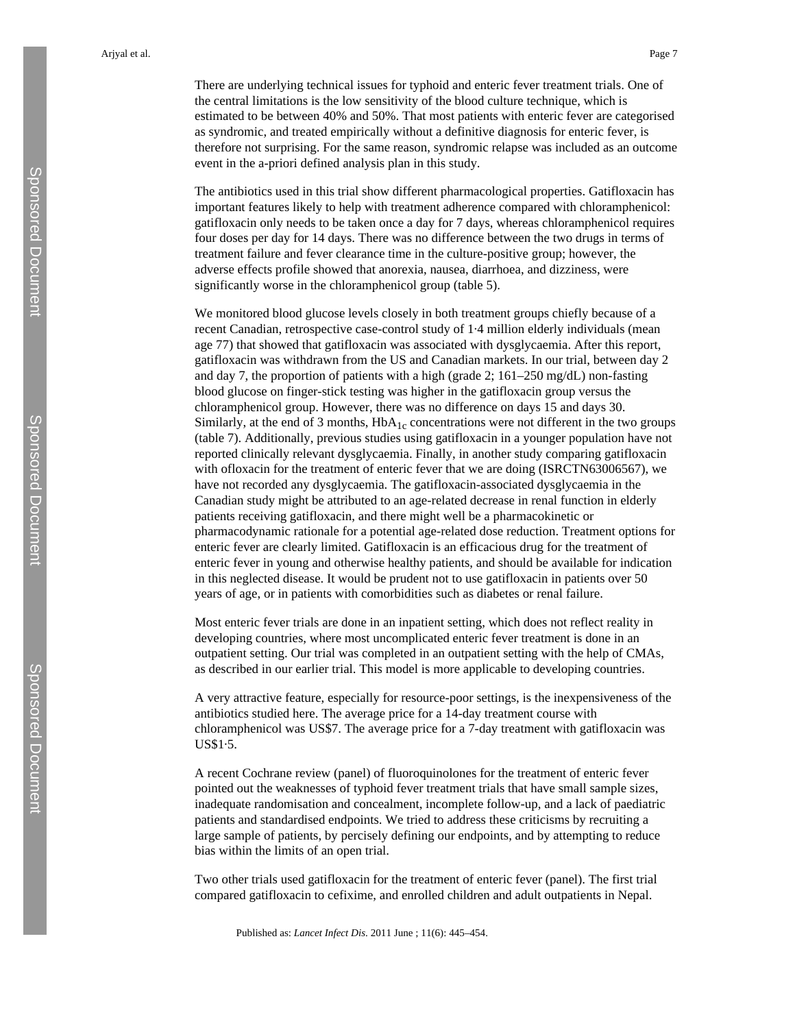There are underlying technical issues for typhoid and enteric fever treatment trials. One of the central limitations is the low sensitivity of the blood culture technique, which is estimated to be between 40% and 50%. That most patients with enteric fever are categorised as syndromic, and treated empirically without a definitive diagnosis for enteric fever, is therefore not surprising. For the same reason, syndromic relapse was included as an outcome event in the a-priori defined analysis plan in this study.

The antibiotics used in this trial show different pharmacological properties. Gatifloxacin has important features likely to help with treatment adherence compared with chloramphenicol: gatifloxacin only needs to be taken once a day for 7 days, whereas chloramphenicol requires four doses per day for 14 days. There was no difference between the two drugs in terms of treatment failure and fever clearance time in the culture-positive group; however, the adverse effects profile showed that anorexia, nausea, diarrhoea, and dizziness, were significantly worse in the chloramphenicol group (table 5).

We monitored blood glucose levels closely in both treatment groups chiefly because of a recent Canadian, retrospective case-control study of 1·4 million elderly individuals (mean age 77) that showed that gatifloxacin was associated with dysglycaemia. After this report, gatifloxacin was withdrawn from the US and Canadian markets. In our trial, between day 2 and day 7, the proportion of patients with a high (grade 2; 161–250 mg/dL) non-fasting blood glucose on finger-stick testing was higher in the gatifloxacin group versus the chloramphenicol group. However, there was no difference on days 15 and days 30. Similarly, at the end of 3 months, $HbA_{1c}$ concentrations were not different in the two groups (table 7). Additionally, previous studies using gatifloxacin in a younger population have not reported clinically relevant dysglycaemia. Finally, in another study comparing gatifloxacin with ofloxacin for the treatment of enteric fever that we are doing (ISRCTN63006567), we have not recorded any dysglycaemia. The gatifloxacin-associated dysglycaemia in the Canadian study might be attributed to an age-related decrease in renal function in elderly patients receiving gatifloxacin, and there might well be a pharmacokinetic or pharmacodynamic rationale for a potential age-related dose reduction. Treatment options for enteric fever are clearly limited. Gatifloxacin is an efficacious drug for the treatment of enteric fever in young and otherwise healthy patients, and should be available for indication in this neglected disease. It would be prudent not to use gatifloxacin in patients over 50 years of age, or in patients with comorbidities such as diabetes or renal failure.

Most enteric fever trials are done in an inpatient setting, which does not reflect reality in developing countries, where most uncomplicated enteric fever treatment is done in an outpatient setting. Our trial was completed in an outpatient setting with the help of CMAs, as described in our earlier trial. This model is more applicable to developing countries.

A very attractive feature, especially for resource-poor settings, is the inexpensiveness of the antibiotics studied here. The average price for a 14-day treatment course with chloramphenicol was US$7. The average price for a 7-day treatment with gatifloxacin was US$1·5.

A recent Cochrane review (panel) of fluoroquinolones for the treatment of enteric fever pointed out the weaknesses of typhoid fever treatment trials that have small sample sizes, inadequate randomisation and concealment, incomplete follow-up, and a lack of paediatric patients and standardised endpoints. We tried to address these criticisms by recruiting a large sample of patients, by percisely defining our endpoints, and by attempting to reduce bias within the limits of an open trial.

Two other trials used gatifloxacin for the treatment of enteric fever (panel). The first trial compared gatifloxacin to cefixime, and enrolled children and adult outpatients in Nepal.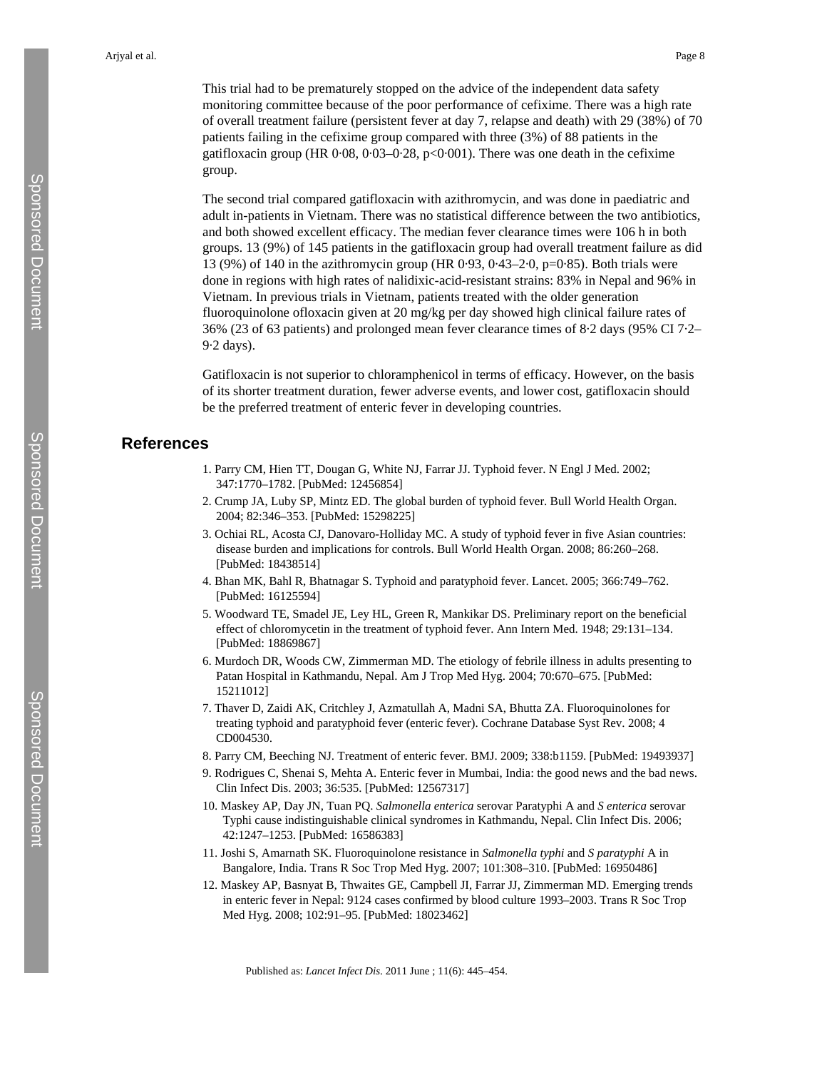This trial had to be prematurely stopped on the advice of the independent data safety monitoring committee because of the poor performance of cefixime. There was a high rate of overall treatment failure (persistent fever at day 7, relapse and death) with 29 (38%) of 70 patients failing in the cefixime group compared with three (3%) of 88 patients in the gatifloxacin group (HR 0·08, 0·03–0·28, p<0·001). There was one death in the cefixime group.

The second trial compared gatifloxacin with azithromycin, and was done in paediatric and adult in-patients in Vietnam. There was no statistical difference between the two antibiotics, and both showed excellent efficacy. The median fever clearance times were 106 h in both groups. 13 (9%) of 145 patients in the gatifloxacin group had overall treatment failure as did 13 (9%) of 140 in the azithromycin group (HR 0·93, 0·43–2·0, p=0·85). Both trials were done in regions with high rates of nalidixic-acid-resistant strains: 83% in Nepal and 96% in Vietnam. In previous trials in Vietnam, patients treated with the older generation fluoroquinolone ofloxacin given at 20 mg/kg per day showed high clinical failure rates of 36% (23 of 63 patients) and prolonged mean fever clearance times of 8·2 days (95% CI 7·2–9·2 days).

Gatifloxacin is not superior to chloramphenicol in terms of efficacy. However, on the basis of its shorter treatment duration, fewer adverse events, and lower cost, gatifloxacin should be the preferred treatment of enteric fever in developing countries.

## References

1. Parry CM, Hien TT, Dougan G, White NJ, Farrar JJ. Typhoid fever. N Engl J Med. 2002; 347:1770–1782. [PubMed: 12456854]
2. Crump JA, Luby SP, Mintz ED. The global burden of typhoid fever. Bull World Health Organ. 2004; 82:346–353. [PubMed: 15298225]
3. Ochiai RL, Acosta CJ, Danovaro-Holliday MC. A study of typhoid fever in five Asian countries: disease burden and implications for controls. Bull World Health Organ. 2008; 86:260–268. [PubMed: 18438514]
4. Bhan MK, Bahl R, Bhatnagar S. Typhoid and paratyphoid fever. Lancet. 2005; 366:749–762. [PubMed: 16125594]
5. Woodward TE, Smadel JE, Ley HL, Green R, Mankikar DS. Preliminary report on the beneficial effect of chloromycetin in the treatment of typhoid fever. Ann Intern Med. 1948; 29:131–134. [PubMed: 18869867]
6. Murdoch DR, Woods CW, Zimmerman MD. The etiology of febrile illness in adults presenting to Patan Hospital in Kathmandu, Nepal. Am J Trop Med Hyg. 2004; 70:670–675. [PubMed: 15211012]
7. Thaver D, Zaidi AK, Critchley J, Azmatullah A, Madni SA, Bhutta ZA. Fluoroquinolones for treating typhoid and paratyphoid fever (enteric fever). Cochrane Database Syst Rev. 2008; 4 CD004530.
8. Parry CM, Beeching NJ. Treatment of enteric fever. BMJ. 2009; 338:b1159. [PubMed: 19493937]
9. Rodrigues C, Shenai S, Mehta A. Enteric fever in Mumbai, India: the good news and the bad news. Clin Infect Dis. 2003; 36:535. [PubMed: 12567317]
10. Maskey AP, Day JN, Tuan PQ. *Salmonella enterica* serovar Paratyphi A and *S enterica* serovar Typhi cause indistinguishable clinical syndromes in Kathmandu, Nepal. Clin Infect Dis. 2006; 42:1247–1253. [PubMed: 16586383]
11. Joshi S, Amarnath SK. Fluoroquinolone resistance in *Salmonella typhi* and *S paratyphi* A in Bangalore, India. Trans R Soc Trop Med Hyg. 2007; 101:308–310. [PubMed: 16950486]
12. Maskey AP, Basnyat B, Thwaites GE, Campbell JI, Farrar JJ, Zimmerman MD. Emerging trends in enteric fever in Nepal: 9124 cases confirmed by blood culture 1993–2003. Trans R Soc Trop Med Hyg. 2008; 102:91–95. [PubMed: 18023462]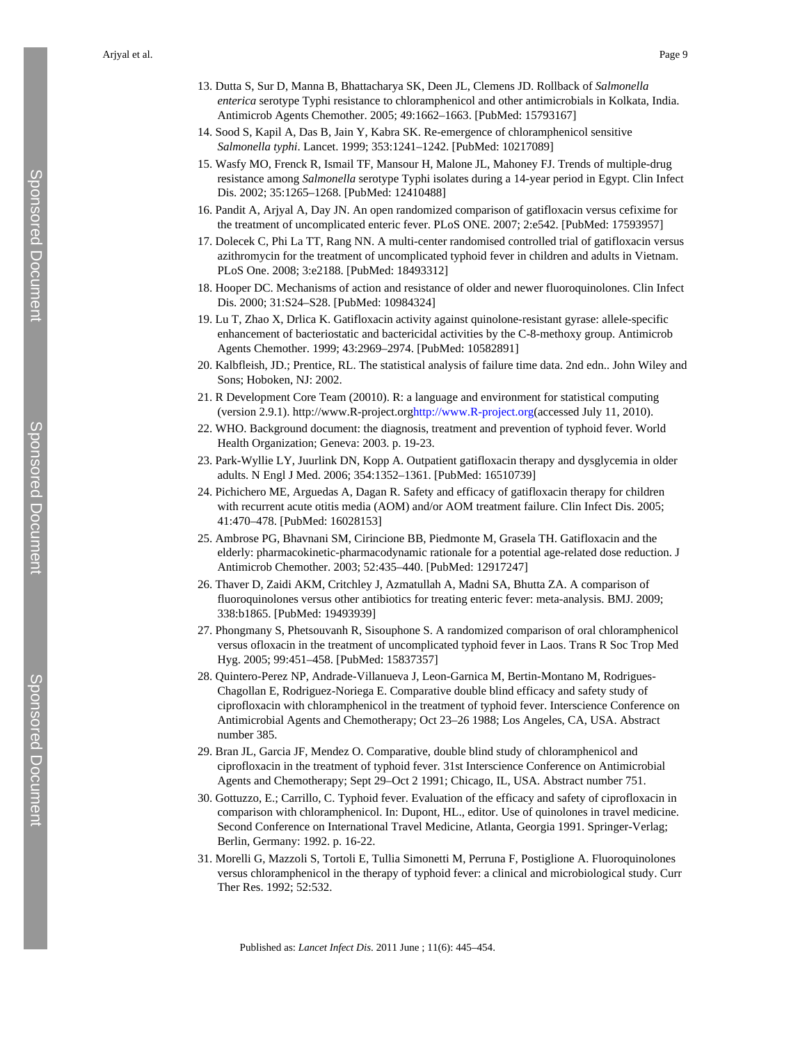13. Dutta S, Sur D, Manna B, Bhattacharya SK, Deen JL, Clemens JD. Rollback of *Salmonella enterica* serotype Typhi resistance to chloramphenicol and other antimicrobials in Kolkata, India. Antimicrob Agents Chemother. 2005; 49:1662–1663. [PubMed: 15793167]
14. Sood S, Kapil A, Das B, Jain Y, Kabra SK. Re-emergence of chloramphenicol sensitive *Salmonella typhi*. Lancet. 1999; 353:1241–1242. [PubMed: 10217089]
15. Wasfy MO, Frenck R, Ismail TF, Mansour H, Malone JL, Mahoney FJ. Trends of multiple-drug resistance among *Salmonella* serotype Typhi isolates during a 14-year period in Egypt. Clin Infect Dis. 2002; 35:1265–1268. [PubMed: 12410488]
16. Pandit A, Arjyal A, Day JN. An open randomized comparison of gatifloxacin versus cefixime for the treatment of uncomplicated enteric fever. PLoS ONE. 2007; 2:e542. [PubMed: 17593957]
17. Dolecek C, Phi La TT, Rang NN. A multi-center randomised controlled trial of gatifloxacin versus azithromycin for the treatment of uncomplicated typhoid fever in children and adults in Vietnam. PLoS One. 2008; 3:e2188. [PubMed: 18493312]
18. Hooper DC. Mechanisms of action and resistance of older and newer fluoroquinolones. Clin Infect Dis. 2000; 31:S24–S28. [PubMed: 10984324]
19. Lu T, Zhao X, Drlica K. Gatifloxacin activity against quinolone-resistant gyrase: allele-specific enhancement of bacteriostatic and bactericidal activities by the C-8-methoxy group. Antimicrob Agents Chemother. 1999; 43:2969–2974. [PubMed: 10582891]
20. Kalbfleish, JD.; Prentice, RL. The statistical analysis of failure time data. 2nd edn.. John Wiley and Sons; Hoboken, NJ: 2002.
21. R Development Core Team (20010). R: a language and environment for statistical computing (version 2.9.1). http://www.R-project.orghttp://www.R-project.org(accessed July 11, 2010).
22. WHO. Background document: the diagnosis, treatment and prevention of typhoid fever. World Health Organization; Geneva: 2003. p. 19-23.
23. Park-Wyllie LY, Juurlink DN, Kopp A. Outpatient gatifloxacin therapy and dysglycemia in older adults. N Engl J Med. 2006; 354:1352–1361. [PubMed: 16510739]
24. Pichichero ME, Arguedas A, Dagan R. Safety and efficacy of gatifloxacin therapy for children with recurrent acute otitis media (AOM) and/or AOM treatment failure. Clin Infect Dis. 2005; 41:470–478. [PubMed: 16028153]
25. Ambrose PG, Bhavnani SM, Cirincione BB, Piedmonte M, Grasela TH. Gatifloxacin and the elderly: pharmacokinetic-pharmacodynamic rationale for a potential age-related dose reduction. J Antimicrob Chemother. 2003; 52:435–440. [PubMed: 12917247]
26. Thaver D, Zaidi AKM, Critchley J, Azmatullah A, Madni SA, Bhutta ZA. A comparison of fluoroquinolones versus other antibiotics for treating enteric fever: meta-analysis. BMJ. 2009; 338:b1865. [PubMed: 19493939]
27. Phongmany S, Phetsouvanh R, Sisouphone S. A randomized comparison of oral chloramphenicol versus ofloxacin in the treatment of uncomplicated typhoid fever in Laos. Trans R Soc Trop Med Hyg. 2005; 99:451–458. [PubMed: 15837357]
28. Quintero-Perez NP, Andrade-Villanueva J, Leon-Garnica M, Bertin-Montano M, Rodrigues-Chagollan E, Rodriguez-Noriega E. Comparative double blind efficacy and safety study of ciprofloxacin with chloramphenicol in the treatment of typhoid fever. Interscience Conference on Antimicrobial Agents and Chemotherapy; Oct 23–26 1988; Los Angeles, CA, USA. Abstract number 385.
29. Bran JL, Garcia JF, Mendez O. Comparative, double blind study of chloramphenicol and ciprofloxacin in the treatment of typhoid fever. 31st Interscience Conference on Antimicrobial Agents and Chemotherapy; Sept 29–Oct 2 1991; Chicago, IL, USA. Abstract number 751.
30. Gottuzzo, E.; Carrillo, C. Typhoid fever. Evaluation of the efficacy and safety of ciprofloxacin in comparison with chloramphenicol. In: Dupont, HL., editor. Use of quinolones in travel medicine. Second Conference on International Travel Medicine, Atlanta, Georgia 1991. Springer-Verlag; Berlin, Germany: 1992. p. 16-22.
31. Morelli G, Mazzoli S, Tortoli E, Tullia Simonetti M, Perruna F, Postiglione A. Fluoroquinolones versus chloramphenicol in the therapy of typhoid fever: a clinical and microbiological study. Curr Ther Res. 1992; 52:532.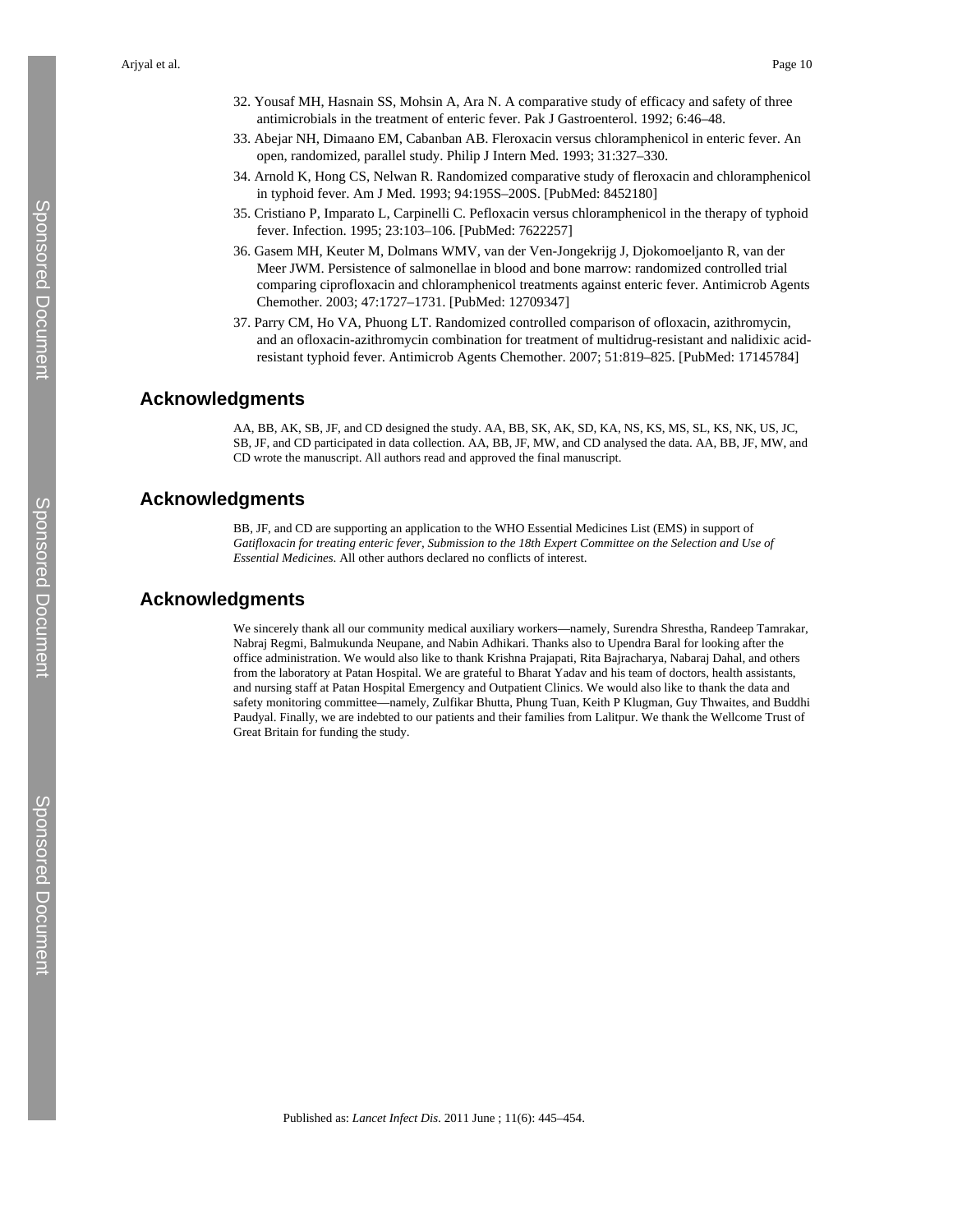32. Yousaf MH, Hasnain SS, Mohsin A, Ara N. A comparative study of efficacy and safety of three antimicrobials in the treatment of enteric fever. Pak J Gastroenterol. 1992; 6:46–48.
33. Abejar NH, Dimaano EM, Cabanban AB. Fleroxacin versus chloramphenicol in enteric fever. An open, randomized, parallel study. Philip J Intern Med. 1993; 31:327–330.
34. Arnold K, Hong CS, Nelwan R. Randomized comparative study of fleroxacin and chloramphenicol in typhoid fever. Am J Med. 1993; 94:195S–200S. [PubMed: 8452180]
35. Cristiano P, Imparato L, Carpinelli C. Pefloxacin versus chloramphenicol in the therapy of typhoid fever. Infection. 1995; 23:103–106. [PubMed: 7622257]
36. Gasem MH, Keuter M, Dolmans WMV, van der Ven-Jongekrijg J, Djokomoeljanto R, van der Meer JWM. Persistence of salmonellae in blood and bone marrow: randomized controlled trial comparing ciprofloxacin and chloramphenicol treatments against enteric fever. Antimicrob Agents Chemother. 2003; 47:1727–1731. [PubMed: 12709347]
37. Parry CM, Ho VA, Phuong LT. Randomized controlled comparison of ofloxacin, azithromycin, and an ofloxacin-azithromycin combination for treatment of multidrug-resistant and nalidixic acid-resistant typhoid fever. Antimicrob Agents Chemother. 2007; 51:819–825. [PubMed: 17145784]

## Acknowledgments

AA, BB, AK, SB, JF, and CD designed the study. AA, BB, SK, AK, SD, KA, NS, KS, MS, SL, KS, NK, US, JC, SB, JF, and CD participated in data collection. AA, BB, JF, MW, and CD analysed the data. AA, BB, JF, MW, and CD wrote the manuscript. All authors read and approved the final manuscript.

## Acknowledgments

BB, JF, and CD are supporting an application to the WHO Essential Medicines List (EMS) in support of *Gatifloxacin for treating enteric fever, Submission to the 18th Expert Committee on the Selection and Use of Essential Medicines.* All other authors declared no conflicts of interest.

## Acknowledgments

We sincerely thank all our community medical auxiliary workers—namely, Surendra Shrestha, Randeep Tamrakar, Nabraj Regmi, Balmukunda Neupane, and Nabin Adhikari. Thanks also to Upendra Baral for looking after the office administration. We would also like to thank Krishna Prajapati, Rita Bajracharya, Nabaraj Dahal, and others from the laboratory at Patan Hospital. We are grateful to Bharat Yadav and his team of doctors, health assistants, and nursing staff at Patan Hospital Emergency and Outpatient Clinics. We would also like to thank the data and safety monitoring committee—namely, Zulfikar Bhutta, Phung Tuan, Keith P Klugman, Guy Thwaites, and Buddhi Paudyal. Finally, we are indebted to our patients and their families from Lalitpur. We thank the Wellcome Trust of Great Britain for funding the study.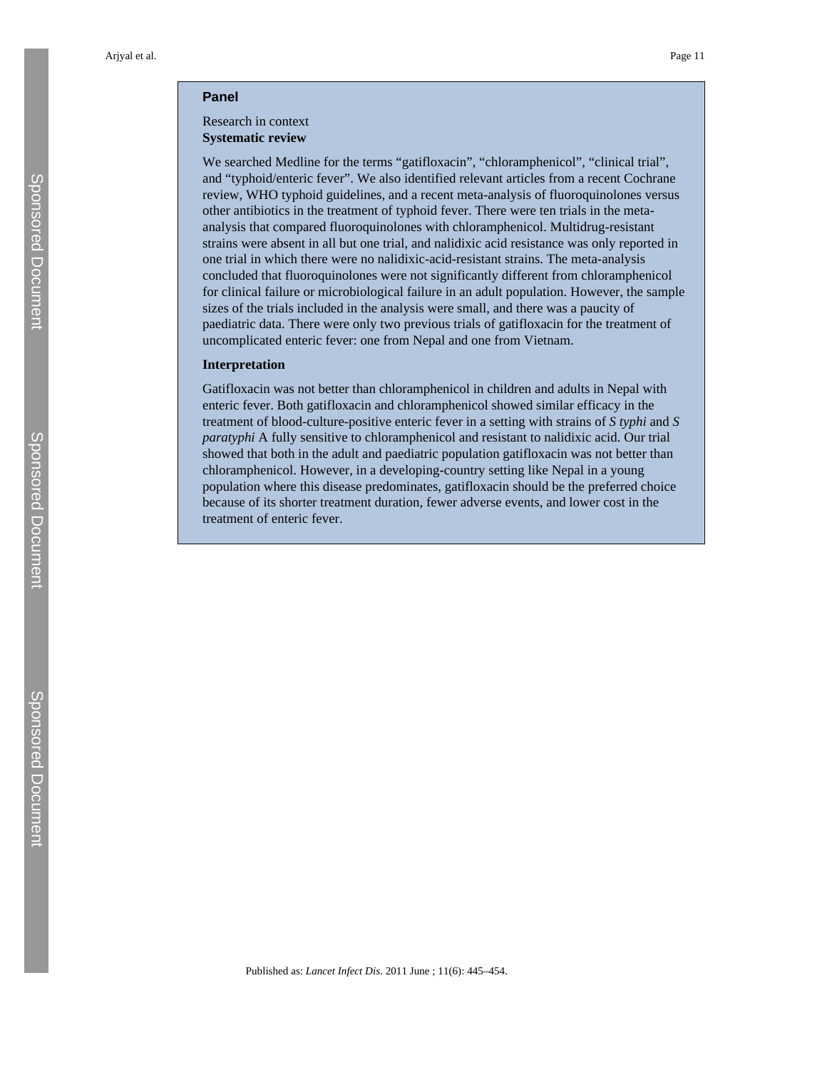## Panel

Research in context

### Systematic review

We searched Medline for the terms "gatifloxacin", "chloramphenicol", "clinical trial", and "typhoid/enteric fever". We also identified relevant articles from a recent Cochrane review, WHO typhoid guidelines, and a recent meta-analysis of fluoroquinolones versus other antibiotics in the treatment of typhoid fever. There were ten trials in the meta-analysis that compared fluoroquinolones with chloramphenicol. Multidrug-resistant strains were absent in all but one trial, and nalidixic acid resistance was only reported in one trial in which there were no nalidixic-acid-resistant strains. The meta-analysis concluded that fluoroquinolones were not significantly different from chloramphenicol for clinical failure or microbiological failure in an adult population. However, the sample sizes of the trials included in the analysis were small, and there was a paucity of paediatric data. There were only two previous trials of gatifloxacin for the treatment of uncomplicated enteric fever: one from Nepal and one from Vietnam.

### Interpretation

Gatifloxacin was not better than chloramphenicol in children and adults in Nepal with enteric fever. Both gatifloxacin and chloramphenicol showed similar efficacy in the treatment of blood-culture-positive enteric fever in a setting with strains of *S typhi* and *S paratyphi* A fully sensitive to chloramphenicol and resistant to nalidixic acid. Our trial showed that both in the adult and paediatric population gatifloxacin was not better than chloramphenicol. However, in a developing-country setting like Nepal in a young population where this disease predominates, gatifloxacin should be the preferred choice because of its shorter treatment duration, fewer adverse events, and lower cost in the treatment of enteric fever.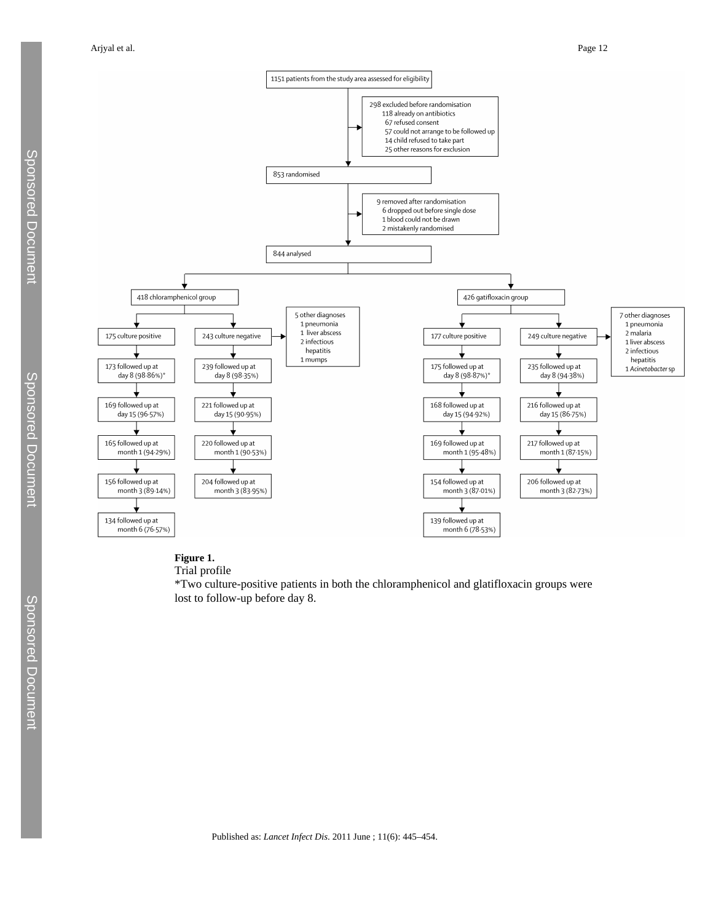1151 patients from the study area assessed for eligibility

298 excluded before randomisation
- 118 already on antibiotics
- 67 refused consent
- 57 could not arrange to be followed up
- 14 child refused to take part
- 25 other reasons for exclusion

853 randomised

9 removed after randomisation
- 6 dropped out before single dose
- 1 blood could not be drawn
- 2 mistakenly randomised

844 analysed

**418 chloramphenicol group**

175 culture positive
- 173 followed up at day 8 (98·86%)*
- 169 followed up at day 15 (96·57%)
- 165 followed up at month 1 (94·29%)
- 156 followed up at month 3 (89·14%)
- 134 followed up at month 6 (76·57%)

243 culture negative
- 239 followed up at day 8 (98·35%)
- 221 followed up at day 15 (90·95%)
- 220 followed up at month 1 (90·53%)
- 204 followed up at month 3 (83·95%)

5 other diagnoses
- 1 pneumonia
- 1 liver abscess
- 2 infectious hepatitis
- 1 mumps

**426 gatifloxacin group**

177 culture positive
- 175 followed up at day 8 (98·87%)*
- 168 followed up at day 15 (94·92%)
- 169 followed up at month 1 (95·48%)
- 154 followed up at month 3 (87·01%)
- 139 followed up at month 6 (78·53%)

249 culture negative
- 235 followed up at day 8 (94·38%)
- 216 followed up at day 15 (86·75%)
- 217 followed up at month 1 (87·15%)
- 206 followed up at month 3 (82·73%)

7 other diagnoses
- 1 pneumonia
- 2 malaria
- 1 liver abscess
- 2 infectious hepatitis
- 1 *Acinetobacter* sp

**Figure 1.**

Trial profile

*Two culture-positive patients in both the chloramphenicol and glatifloxacin groups were lost to follow-up before day 8.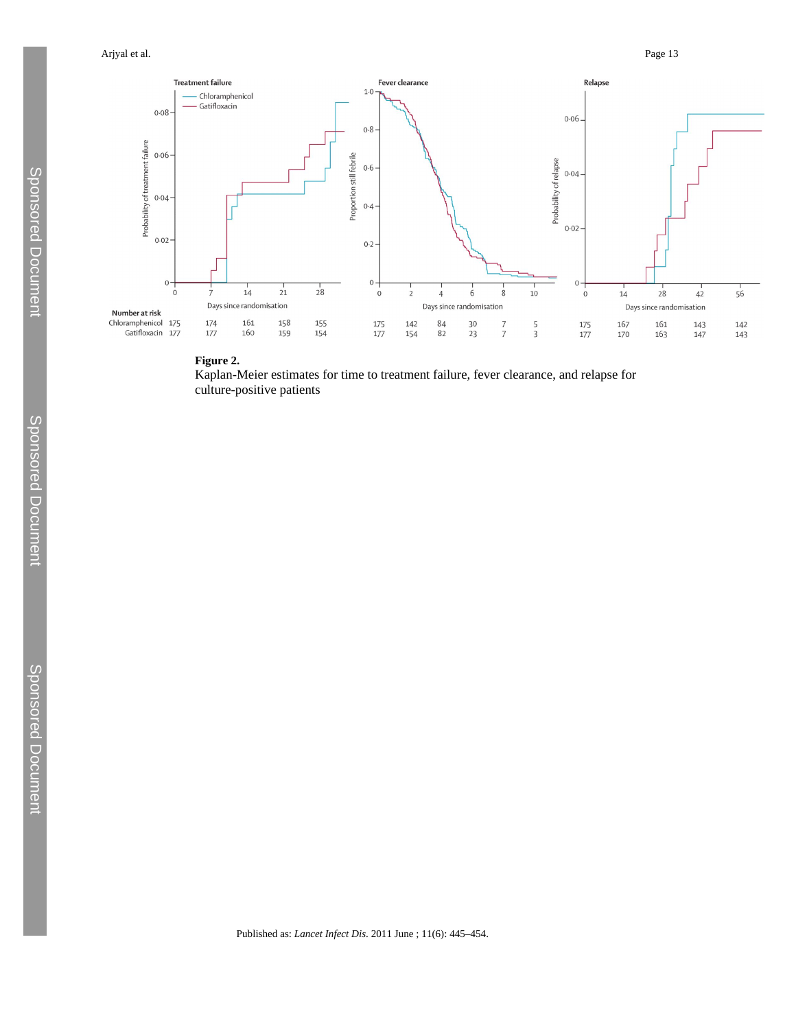**Figure 2.**

Kaplan-Meier estimates for time to treatment failure, fever clearance, and relapse for culture-positive patients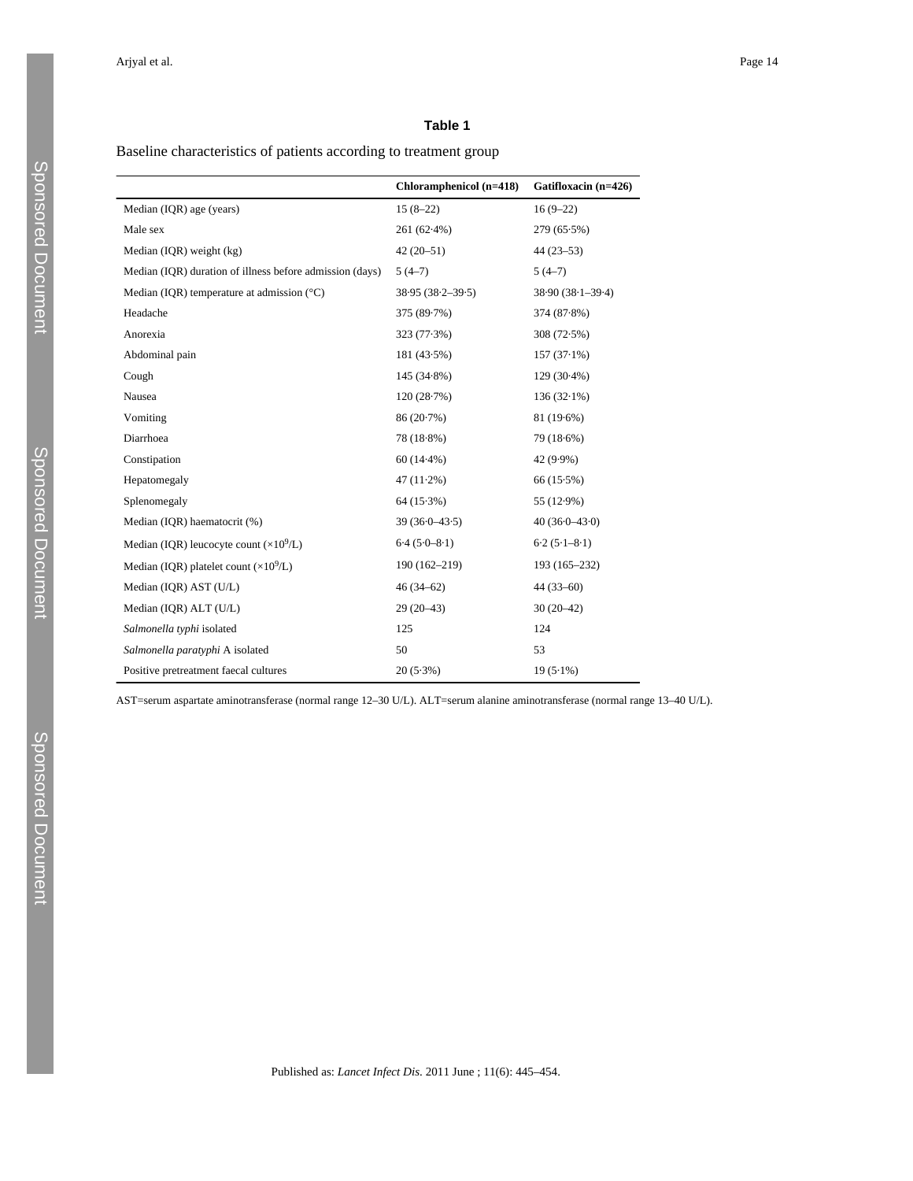**Table 1**

Baseline characteristics of patients according to treatment group

| | Chloramphenicol (n=418) | Gatifloxacin (n=426) |
|---|---|---|
| Median (IQR) age (years) | 15 (8–22) | 16 (9–22) |
| Male sex | 261 (62·4%) | 279 (65·5%) |
| Median (IQR) weight (kg) | 42 (20–51) | 44 (23–53) |
| Median (IQR) duration of illness before admission (days) | 5 (4–7) | 5 (4–7) |
| Median (IQR) temperature at admission (°C) | 38·95 (38·2–39·5) | 38·90 (38·1–39·4) |
| Headache | 375 (89·7%) | 374 (87·8%) |
| Anorexia | 323 (77·3%) | 308 (72·5%) |
| Abdominal pain | 181 (43·5%) | 157 (37·1%) |
| Cough | 145 (34·8%) | 129 (30·4%) |
| Nausea | 120 (28·7%) | 136 (32·1%) |
| Vomiting | 86 (20·7%) | 81 (19·6%) |
| Diarrhoea | 78 (18·8%) | 79 (18·6%) |
| Constipation | 60 (14·4%) | 42 (9·9%) |
| Hepatomegaly | 47 (11·2%) | 66 (15·5%) |
| Splenomegaly | 64 (15·3%) | 55 (12·9%) |
| Median (IQR) haematocrit (%) | 39 (36·0–43·5) | 40 (36·0–43·0) |
| Median (IQR) leucocyte count ($\times 10^9$/L) | 6·4 (5·0–8·1) | 6·2 (5·1–8·1) |
| Median (IQR) platelet count ($\times 10^9$/L) | 190 (162–219) | 193 (165–232) |
| Median (IQR) AST (U/L) | 46 (34–62) | 44 (33–60) |
| Median (IQR) ALT (U/L) | 29 (20–43) | 30 (20–42) |
| *Salmonella typhi* isolated | 125 | 124 |
| *Salmonella paratyphi* A isolated | 50 | 53 |
| Positive pretreatment faecal cultures | 20 (5·3%) | 19 (5·1%) |

AST=serum aspartate aminotransferase (normal range 12–30 U/L). ALT=serum alanine aminotransferase (normal range 13–40 U/L).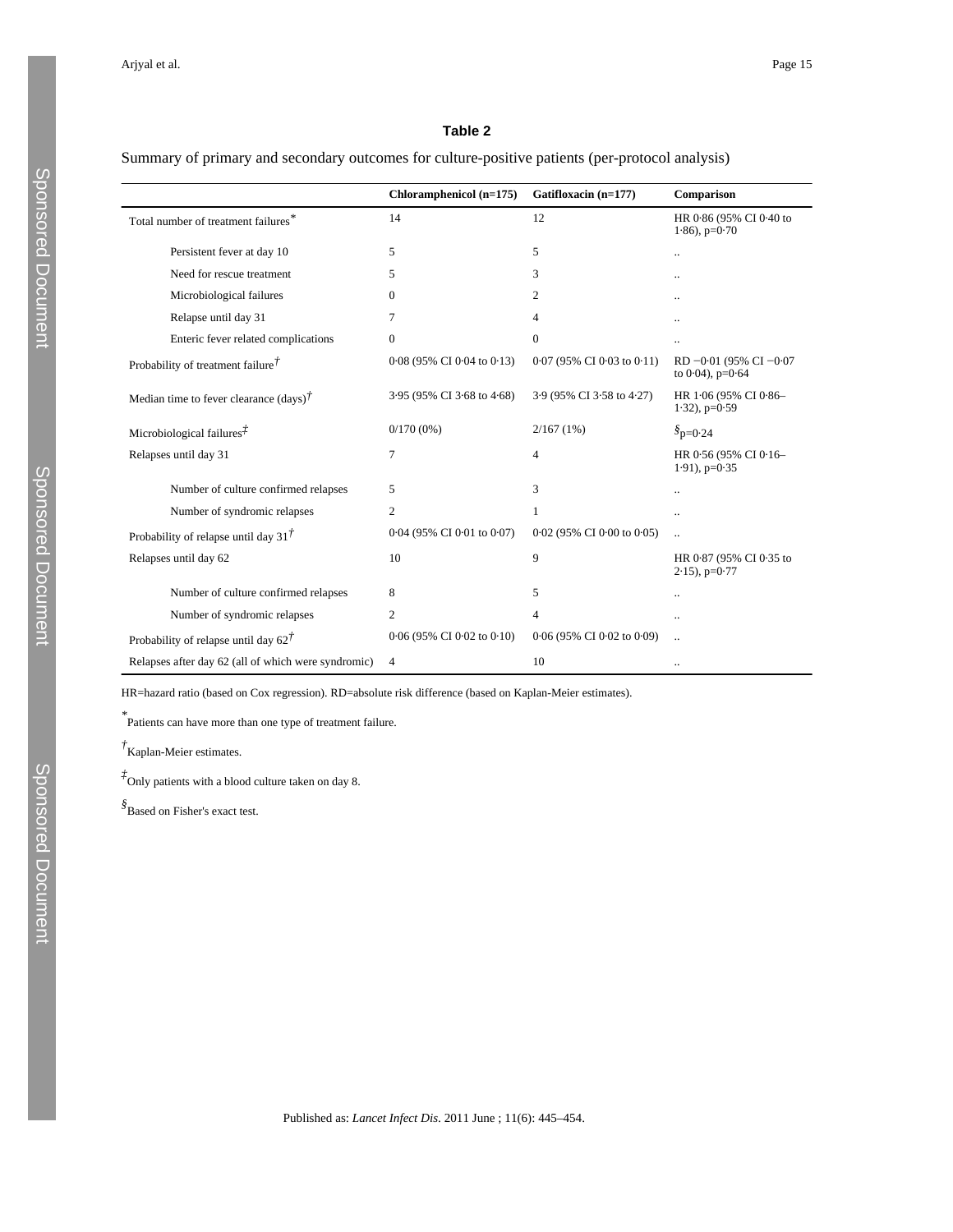## Table 2

Summary of primary and secondary outcomes for culture-positive patients (per-protocol analysis)

| | Chloramphenicol (n=175) | Gatifloxacin (n=177) | Comparison |
|---|---|---|---|
| Total number of treatment failures[*] | 14 | 12 | HR 0·86 (95% CI 0·40 to 1·86), p=0·70 |
| Persistent fever at day 10 | 5 | 5 | .. |
| Need for rescue treatment | 5 | 3 | .. |
| Microbiological failures | 0 | 2 | .. |
| Relapse until day 31 | 7 | 4 | .. |
| Enteric fever related complications | 0 | 0 | .. |
| Probability of treatment failure[†] | 0·08 (95% CI 0·04 to 0·13) | 0·07 (95% CI 0·03 to 0·11) | RD −0·01 (95% CI −0·07 to 0·04), p=0·64 |
| Median time to fever clearance (days)[†] | 3·95 (95% CI 3·68 to 4·68) | 3·9 (95% CI 3·58 to 4·27) | HR 1·06 (95% CI 0·86–1·32), p=0·59 |
| Microbiological failures[‡] | 0/170 (0%) | 2/167 (1%) | [§]p=0·24 |
| Relapses until day 31 | 7 | 4 | HR 0·56 (95% CI 0·16–1·91), p=0·35 |
| Number of culture confirmed relapses | 5 | 3 | .. |
| Number of syndromic relapses | 2 | 1 | .. |
| Probability of relapse until day 31[†] | 0·04 (95% CI 0·01 to 0·07) | 0·02 (95% CI 0·00 to 0·05) | .. |
| Relapses until day 62 | 10 | 9 | HR 0·87 (95% CI 0·35 to 2·15), p=0·77 |
| Number of culture confirmed relapses | 8 | 5 | .. |
| Number of syndromic relapses | 2 | 4 | .. |
| Probability of relapse until day 62[†] | 0·06 (95% CI 0·02 to 0·10) | 0·06 (95% CI 0·02 to 0·09) | .. |
| Relapses after day 62 (all of which were syndromic) | 4 | 10 | .. |

HR=hazard ratio (based on Cox regression). RD=absolute risk difference (based on Kaplan-Meier estimates).

[*] Patients can have more than one type of treatment failure.

[†] Kaplan-Meier estimates.

[‡] Only patients with a blood culture taken on day 8.

[§] Based on Fisher's exact test.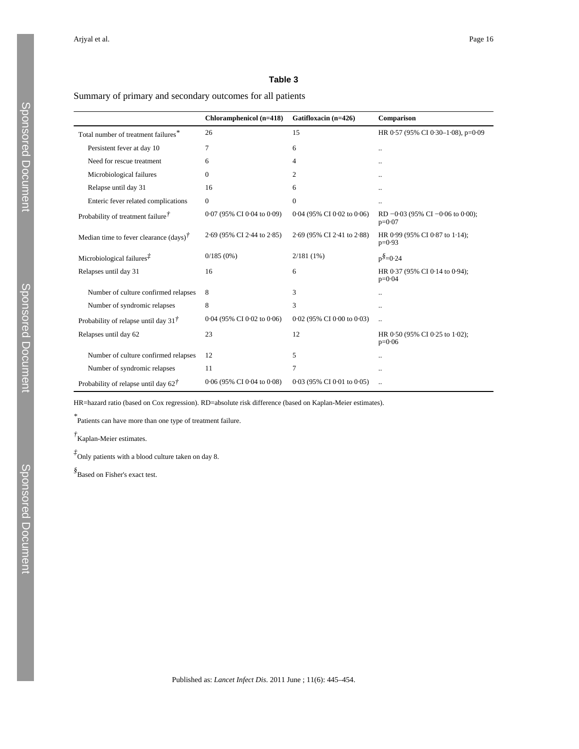**Table 3**

Summary of primary and secondary outcomes for all patients

| | Chloramphenicol (n=418) | Gatifloxacin (n=426) | Comparison |
|---|---|---|---|
| Total number of treatment failures* | 26 | 15 | HR 0·57 (95% CI 0·30–1·08), p=0·09 |
| Persistent fever at day 10 | 7 | 6 | .. |
| Need for rescue treatment | 6 | 4 | .. |
| Microbiological failures | 0 | 2 | .. |
| Relapse until day 31 | 16 | 6 | .. |
| Enteric fever related complications | 0 | 0 | .. |
| Probability of treatment failure† | 0·07 (95% CI 0·04 to 0·09) | 0·04 (95% CI 0·02 to 0·06) | RD −0·03 (95% CI −0·06 to 0·00); p=0·07 |
| Median time to fever clearance (days)† | 2·69 (95% CI 2·44 to 2·85) | 2·69 (95% CI 2·41 to 2·88) | HR 0·99 (95% CI 0·87 to 1·14); p=0·93 |
| Microbiological failures‡ | 0/185 (0%) | 2/181 (1%) | p§=0·24 |
| Relapses until day 31 | 16 | 6 | HR 0·37 (95% CI 0·14 to 0·94); p=0·04 |
| Number of culture confirmed relapses | 8 | 3 | .. |
| Number of syndromic relapses | 8 | 3 | .. |
| Probability of relapse until day 31† | 0·04 (95% CI 0·02 to 0·06) | 0·02 (95% CI 0·00 to 0·03) | .. |
| Relapses until day 62 | 23 | 12 | HR 0·50 (95% CI 0·25 to 1·02); p=0·06 |
| Number of culture confirmed relapses | 12 | 5 | .. |
| Number of syndromic relapses | 11 | 7 | .. |
| Probability of relapse until day 62† | 0·06 (95% CI 0·04 to 0·08) | 0·03 (95% CI 0·01 to 0·05) | .. |

HR=hazard ratio (based on Cox regression). RD=absolute risk difference (based on Kaplan-Meier estimates).

*Patients can have more than one type of treatment failure.

†Kaplan-Meier estimates.

‡Only patients with a blood culture taken on day 8.

§Based on Fisher's exact test.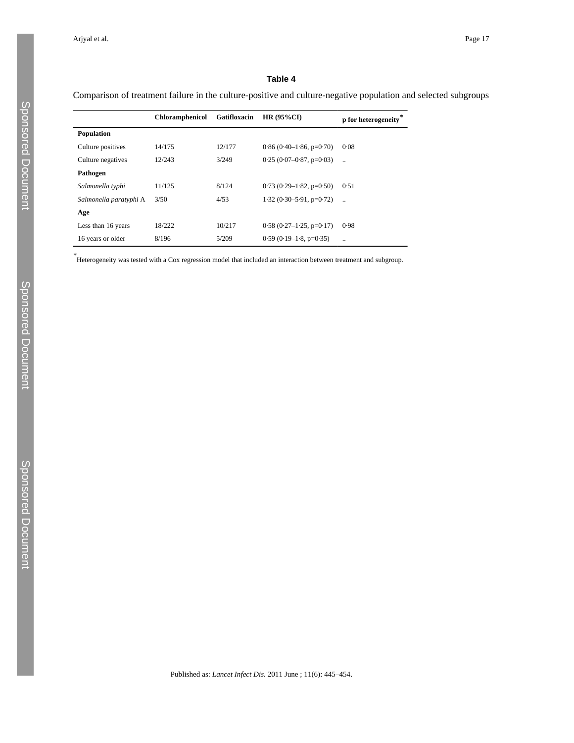## Table 4

Comparison of treatment failure in the culture-positive and culture-negative population and selected subgroups

| | Chloramphenicol | Gatifloxacin | HR (95%CI) | p for heterogeneity* |
|---|---|---|---|---|
| **Population** | | | | |
| Culture positives | 14/175 | 12/177 | 0·86 (0·40–1·86, p=0·70) | 0·08 |
| Culture negatives | 12/243 | 3/249 | 0·25 (0·07–0·87, p=0·03) | .. |
| **Pathogen** | | | | |
| *Salmonella typhi* | 11/125 | 8/124 | 0·73 (0·29–1·82, p=0·50) | 0·51 |
| *Salmonella paratyphi* A | 3/50 | 4/53 | 1·32 (0·30–5·91, p=0·72) | .. |
| **Age** | | | | |
| Less than 16 years | 18/222 | 10/217 | 0·58 (0·27–1·25, p=0·17) | 0·98 |
| 16 years or older | 8/196 | 5/209 | 0·59 (0·19–1·8, p=0·35) | .. |

*Heterogeneity was tested with a Cox regression model that included an interaction between treatment and subgroup.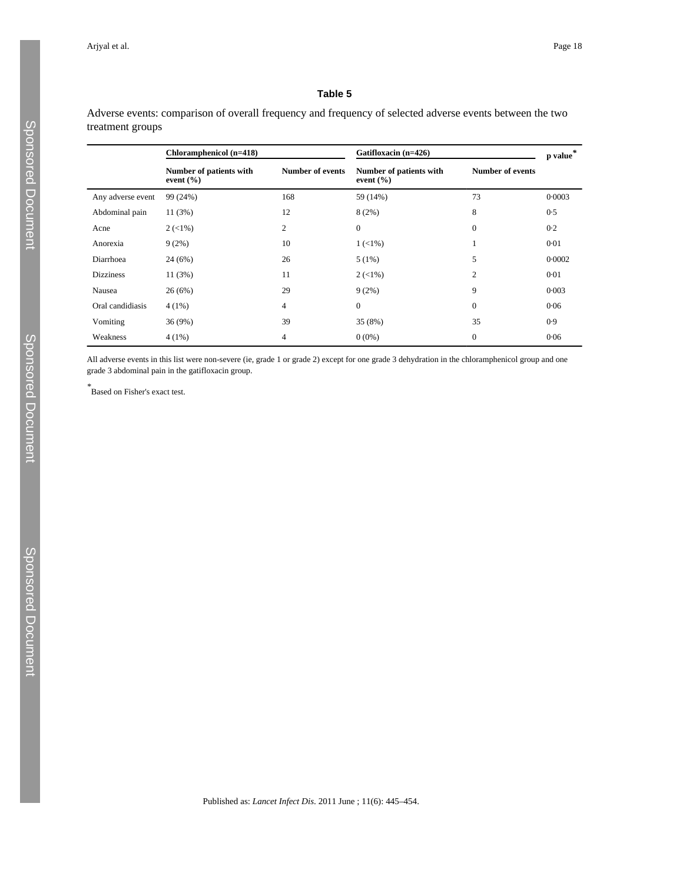### Table 5

Adverse events: comparison of overall frequency and frequency of selected adverse events between the two treatment groups

| | Chloramphenicol (n=418) | | Gatifloxacin (n=426) | | p value* |
|---|---|---|---|---|---|
| | Number of patients with event (%) | Number of events | Number of patients with event (%) | Number of events | |
| Any adverse event | 99 (24%) | 168 | 59 (14%) | 73 | 0·0003 |
| Abdominal pain | 11 (3%) | 12 | 8 (2%) | 8 | 0·5 |
| Acne | 2 (<1%) | 2 | 0 | 0 | 0·2 |
| Anorexia | 9 (2%) | 10 | 1 (<1%) | 1 | 0·01 |
| Diarrhoea | 24 (6%) | 26 | 5 (1%) | 5 | 0·0002 |
| Dizziness | 11 (3%) | 11 | 2 (<1%) | 2 | 0·01 |
| Nausea | 26 (6%) | 29 | 9 (2%) | 9 | 0·003 |
| Oral candidiasis | 4 (1%) | 4 | 0 | 0 | 0·06 |
| Vomiting | 36 (9%) | 39 | 35 (8%) | 35 | 0·9 |
| Weakness | 4 (1%) | 4 | 0 (0%) | 0 | 0·06 |

All adverse events in this list were non-severe (ie, grade 1 or grade 2) except for one grade 3 dehydration in the chloramphenicol group and one grade 3 abdominal pain in the gatifloxacin group.

*Based on Fisher's exact test.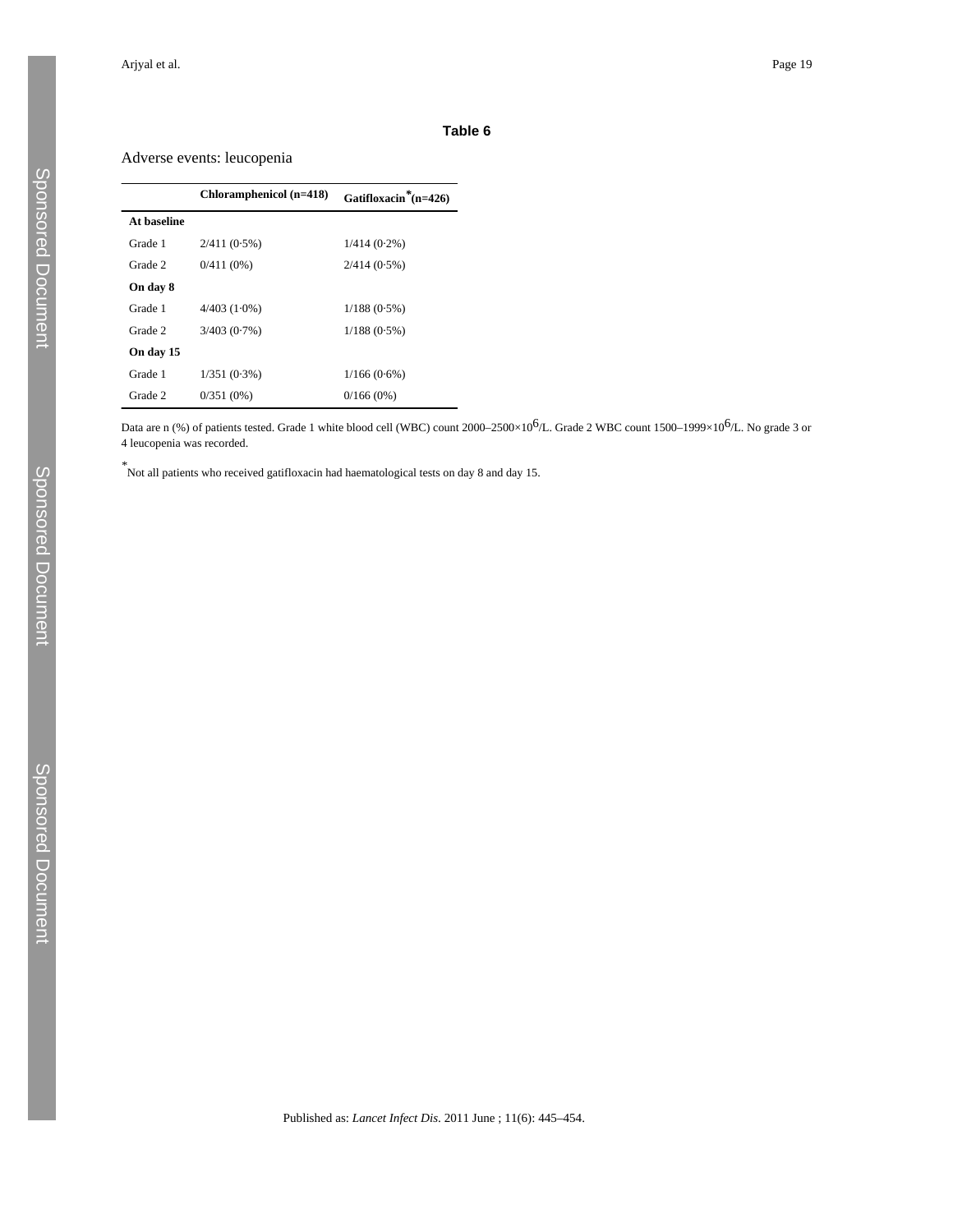## Table 6

Adverse events: leucopenia

| | Chloramphenicol (n=418) | Gatifloxacin[*] (n=426) |
|---|---|---|
| **At baseline** | | |
| Grade 1 | 2/411 (0·5%) | 1/414 (0·2%) |
| Grade 2 | 0/411 (0%) | 2/414 (0·5%) |
| **On day 8** | | |
| Grade 1 | 4/403 (1·0%) | 1/188 (0·5%) |
| Grade 2 | 3/403 (0·7%) | 1/188 (0·5%) |
| **On day 15** | | |
| Grade 1 | 1/351 (0·3%) | 1/166 (0·6%) |
| Grade 2 | 0/351 (0%) | 0/166 (0%) |

Data are n (%) of patients tested. Grade 1 white blood cell (WBC) count 2000–2500×$10^6$/L. Grade 2 WBC count 1500–1999×$10^6$/L. No grade 3 or 4 leucopenia was recorded.

[*] Not all patients who received gatifloxacin had haematological tests on day 8 and day 15.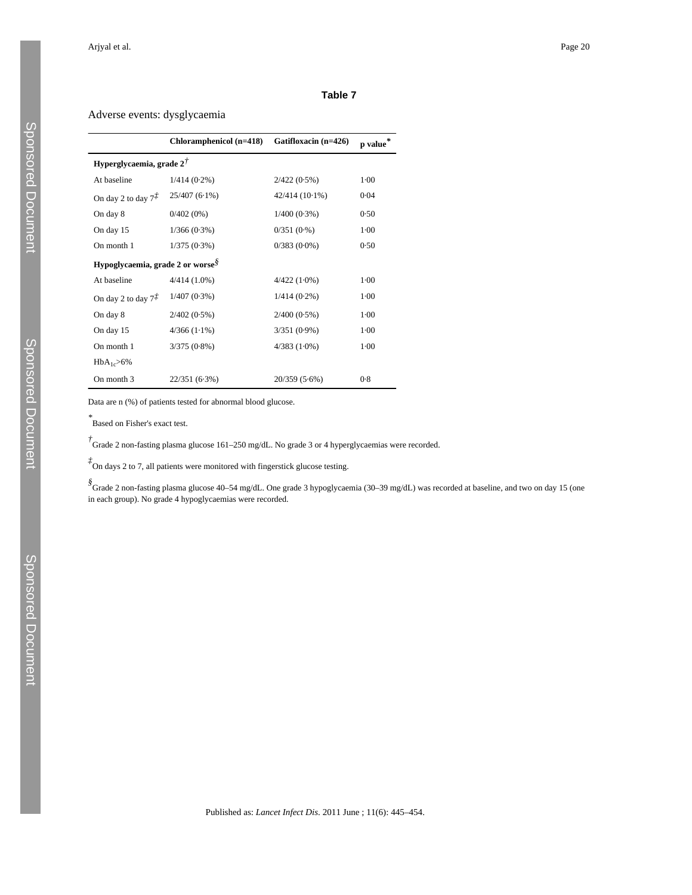**Table 7**

Adverse events: dysglycaemia

| | Chloramphenicol (n=418) | Gatifloxacin (n=426) | p value* |
|---|---|---|---|
| **Hyperglycaemia, grade 2**† | | | |
| At baseline | 1/414 (0·2%) | 2/422 (0·5%) | 1·00 |
| On day 2 to day 7‡ | 25/407 (6·1%) | 42/414 (10·1%) | 0·04 |
| On day 8 | 0/402 (0%) | 1/400 (0·3%) | 0·50 |
| On day 15 | 1/366 (0·3%) | 0/351 (0·%) | 1·00 |
| On month 1 | 1/375 (0·3%) | 0/383 (0·0%) | 0·50 |
| **Hypoglycaemia, grade 2 or worse**§ | | | |
| At baseline | 4/414 (1.0%) | 4/422 (1·0%) | 1·00 |
| On day 2 to day 7‡ | 1/407 (0·3%) | 1/414 (0·2%) | 1·00 |
| On day 8 | 2/402 (0·5%) | 2/400 (0·5%) | 1·00 |
| On day 15 | 4/366 (1·1%) | 3/351 (0·9%) | 1·00 |
| On month 1 | 3/375 (0·8%) | 4/383 (1·0%) | 1·00 |
| $HbA_{1c}$>6% | | | |
| On month 3 | 22/351 (6·3%) | 20/359 (5·6%) | 0·8 |

Data are n (%) of patients tested for abnormal blood glucose.

*Based on Fisher's exact test.

†Grade 2 non-fasting plasma glucose 161–250 mg/dL. No grade 3 or 4 hyperglycaemias were recorded.

‡On days 2 to 7, all patients were monitored with fingerstick glucose testing.

§Grade 2 non-fasting plasma glucose 40–54 mg/dL. One grade 3 hypoglycaemia (30–39 mg/dL) was recorded at baseline, and two on day 15 (one in each group). No grade 4 hypoglycaemias were recorded.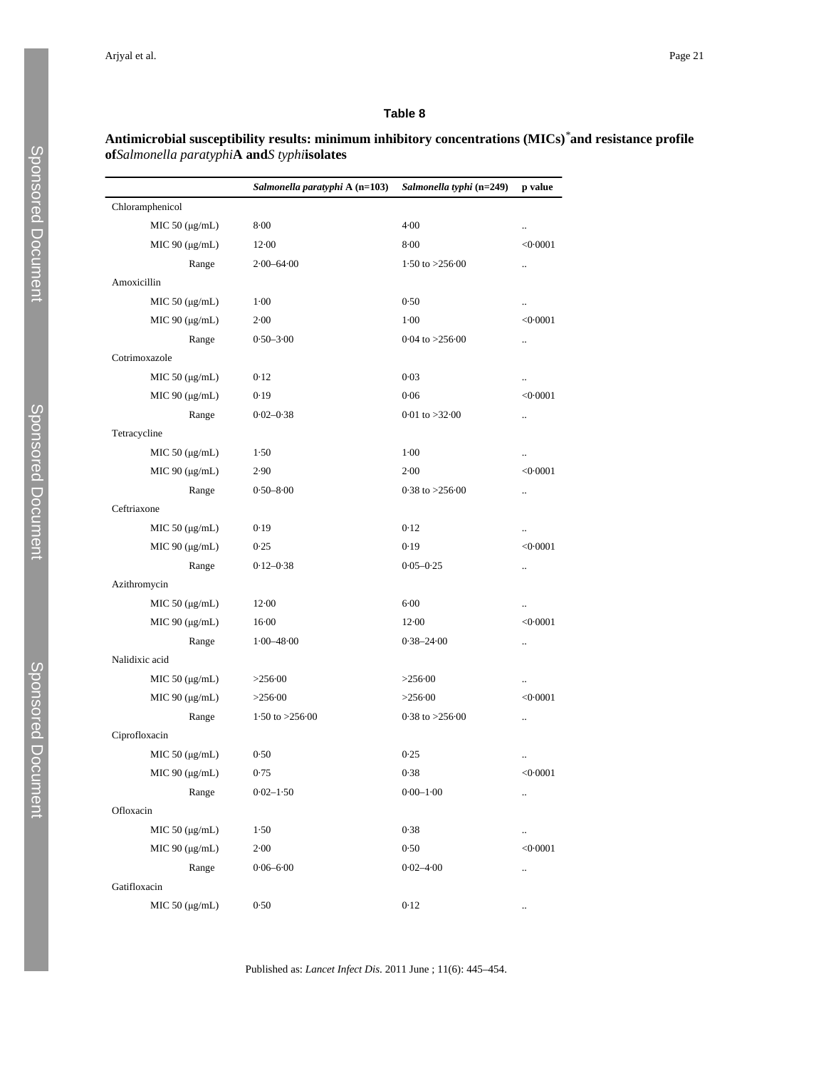### Table 8

**Antimicrobial susceptibility results: minimum inhibitory concentrations (MICs)[*] and resistance profile of *Salmonella paratyphi* A and *S typhi* isolates**

| | *Salmonella paratyphi* A (n=103) | *Salmonella typhi* (n=249) | p value |
|---|---|---|---|
| Chloramphenicol | | | |
| MIC 50 (μg/mL) | 8·00 | 4·00 | .. |
| MIC 90 (μg/mL) | 12·00 | 8·00 | <0·0001 |
| Range | 2·00–64·00 | 1·50 to >256·00 | .. |
| Amoxicillin | | | |
| MIC 50 (μg/mL) | 1·00 | 0·50 | .. |
| MIC 90 (μg/mL) | 2·00 | 1·00 | <0·0001 |
| Range | 0·50–3·00 | 0·04 to >256·00 | .. |
| Cotrimoxazole | | | |
| MIC 50 (μg/mL) | 0·12 | 0·03 | .. |
| MIC 90 (μg/mL) | 0·19 | 0·06 | <0·0001 |
| Range | 0·02–0·38 | 0·01 to >32·00 | .. |
| Tetracycline | | | |
| MIC 50 (μg/mL) | 1·50 | 1·00 | .. |
| MIC 90 (μg/mL) | 2·90 | 2·00 | <0·0001 |
| Range | 0·50–8·00 | 0·38 to >256·00 | .. |
| Ceftriaxone | | | |
| MIC 50 (μg/mL) | 0·19 | 0·12 | .. |
| MIC 90 (μg/mL) | 0·25 | 0·19 | <0·0001 |
| Range | 0·12–0·38 | 0·05–0·25 | .. |
| Azithromycin | | | |
| MIC 50 (μg/mL) | 12·00 | 6·00 | .. |
| MIC 90 (μg/mL) | 16·00 | 12·00 | <0·0001 |
| Range | 1·00–48·00 | 0·38–24·00 | .. |
| Nalidixic acid | | | |
| MIC 50 (μg/mL) | >256·00 | >256·00 | .. |
| MIC 90 (μg/mL) | >256·00 | >256·00 | <0·0001 |
| Range | 1·50 to >256·00 | 0·38 to >256·00 | .. |
| Ciprofloxacin | | | |
| MIC 50 (μg/mL) | 0·50 | 0·25 | .. |
| MIC 90 (μg/mL) | 0·75 | 0·38 | <0·0001 |
| Range | 0·02–1·50 | 0·00–1·00 | .. |
| Ofloxacin | | | |
| MIC 50 (μg/mL) | 1·50 | 0·38 | .. |
| MIC 90 (μg/mL) | 2·00 | 0·50 | <0·0001 |
| Range | 0·06–6·00 | 0·02–4·00 | .. |
| Gatifloxacin | | | |
| MIC 50 (μg/mL) | 0·50 | 0·12 | .. |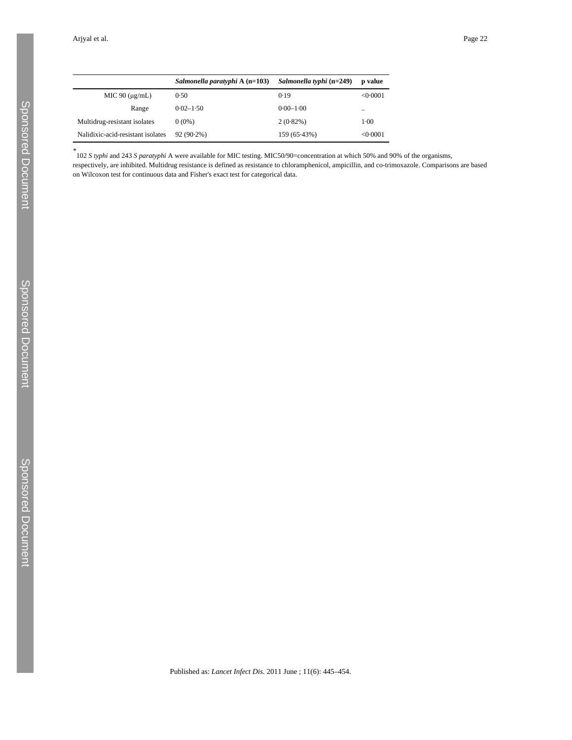| | *Salmonella paratyphi* A (n=103) | *Salmonella typhi* (n=249) | p value |
|---|---|---|---|
| MIC 90 (μg/mL) | 0·50 | 0·19 | <0·0001 |
| Range | 0·02–1·50 | 0·00–1·00 | .. |
| Multidrug-resistant isolates | 0 (0%) | 2 (0·82%) | 1·00 |
| Nalidixic-acid-resistant isolates | 92 (90·2%) | 159 (65·43%) | <0·0001 |

[*] 102 *S typhi* and 243 *S paratyphi* A were available for MIC testing. MIC50/90=concentration at which 50% and 90% of the organisms, respectively, are inhibited. Multidrug resistance is defined as resistance to chloramphenicol, ampicillin, and co-trimoxazole. Comparisons are based on Wilcoxon test for continuous data and Fisher's exact test for categorical data.